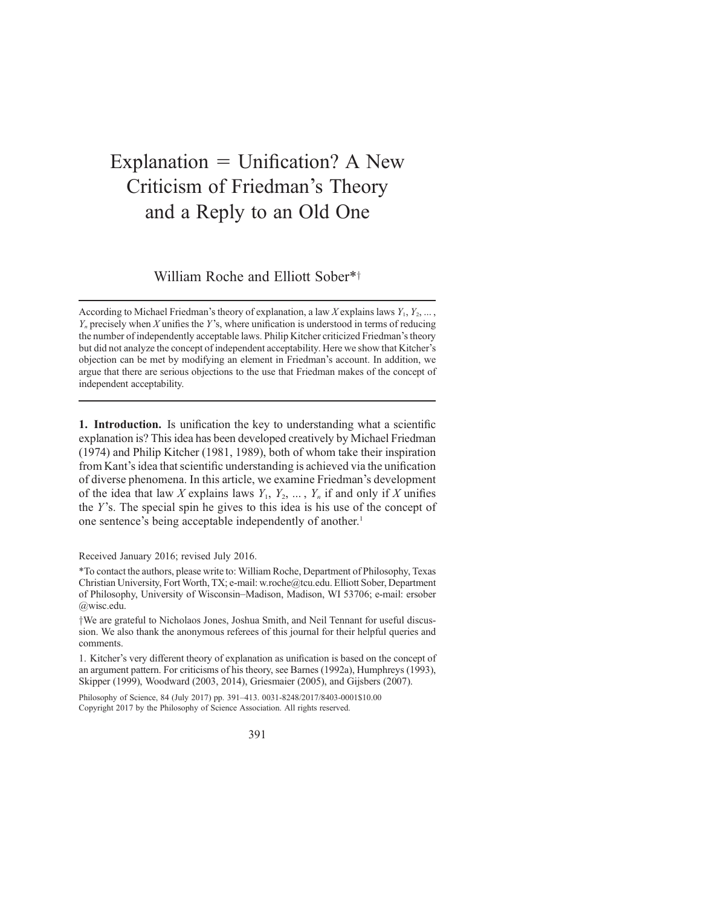# Explanation = Unification? A New Criticism of Friedman's Theory and a Reply to an Old One

William Roche and Elliott Sober*†

According to Michael Friedman's theory of explanation, a law $X$ explains laws $Y_1, Y_2, \ldots, Y_n$ precisely when $X$ unifies the $Y$'s, where unification is understood in terms of reducing the number of independently acceptable laws. Philip Kitcher criticized Friedman's theory but did not analyze the concept of independent acceptability. Here we show that Kitcher's objection can be met by modifying an element in Friedman's account. In addition, we argue that there are serious objections to the use that Friedman makes of the concept of independent acceptability.

**1. Introduction.** Is unification the key to understanding what a scientific explanation is? This idea has been developed creatively by Michael Friedman (1974) and Philip Kitcher (1981, 1989), both of whom take their inspiration from Kant's idea that scientific understanding is achieved via the unification of diverse phenomena. In this article, we examine Friedman's development of the idea that law $X$ explains laws $Y_1, Y_2, \ldots, Y_n$ if and only if $X$ unifies the $Y$'s. The special spin he gives to this idea is his use of the concept of one sentence's being acceptable independently of another.[1]

Received January 2016; revised July 2016.

*To contact the authors, please write to: William Roche, Department of Philosophy, Texas Christian University, Fort Worth, TX; e-mail: w.roche@tcu.edu. Elliott Sober, Department of Philosophy, University of Wisconsin–Madison, Madison, WI 53706; e-mail: ersober@wisc.edu.

†We are grateful to Nicholaos Jones, Joshua Smith, and Neil Tennant for useful discussion. We also thank the anonymous referees of this journal for their helpful queries and comments.

1. Kitcher's very different theory of explanation as unification is based on the concept of an argument pattern. For criticisms of his theory, see Barnes (1992a), Humphreys (1993), Skipper (1999), Woodward (2003, 2014), Griesmaier (2005), and Gijsbers (2007).

Philosophy of Science, 84 (July 2017) pp. 391–413. 0031-8248/2017/8403-0001$10.00
Copyright 2017 by the Philosophy of Science Association. All rights reserved.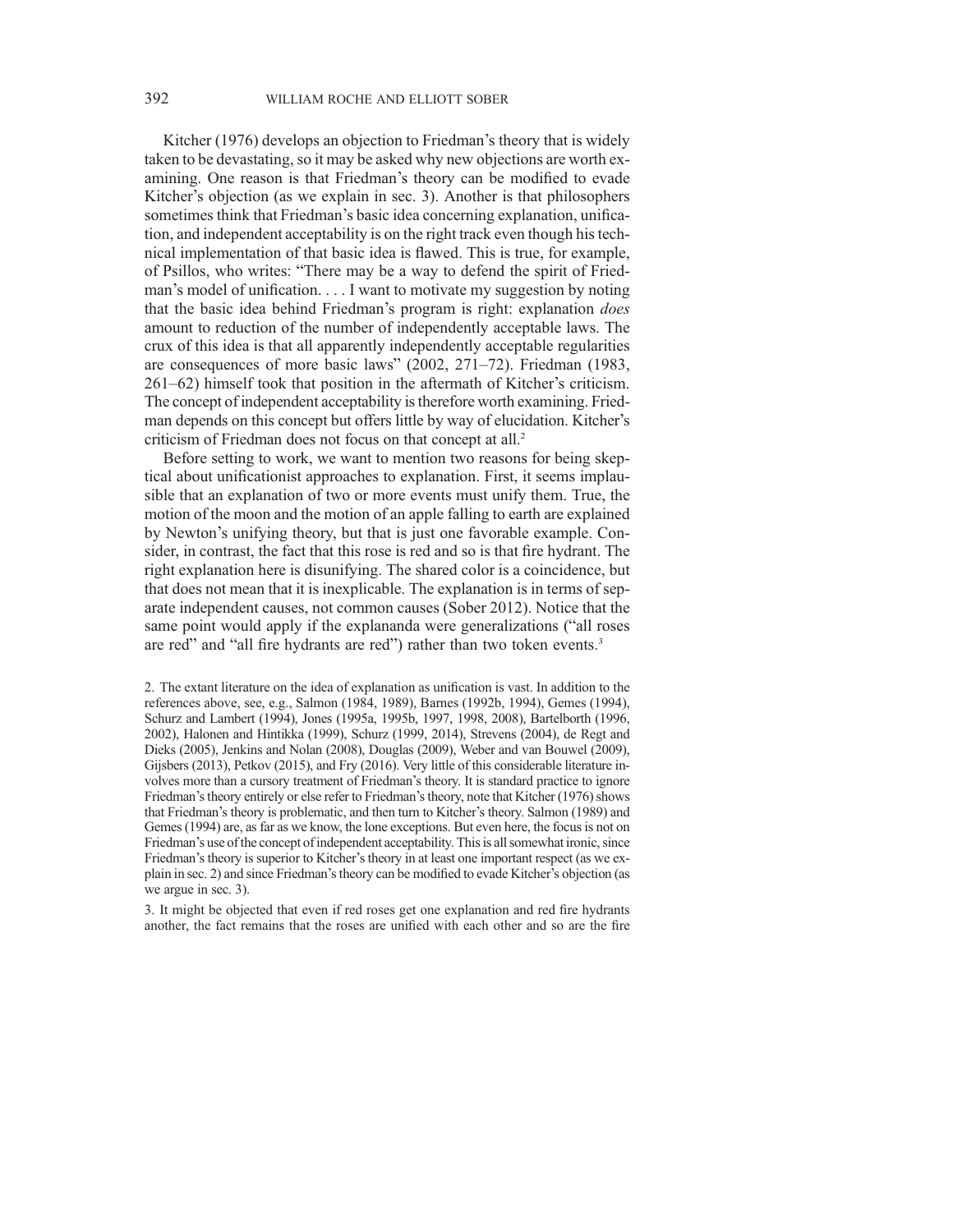Kitcher (1976) develops an objection to Friedman's theory that is widely taken to be devastating, so it may be asked why new objections are worth examining. One reason is that Friedman's theory can be modified to evade Kitcher's objection (as we explain in sec. 3). Another is that philosophers sometimes think that Friedman's basic idea concerning explanation, unification, and independent acceptability is on the right track even though his technical implementation of that basic idea is flawed. This is true, for example, of Psillos, who writes: "There may be a way to defend the spirit of Friedman's model of unification. . . . I want to motivate my suggestion by noting that the basic idea behind Friedman's program is right: explanation *does* amount to reduction of the number of independently acceptable laws. The crux of this idea is that all apparently independently acceptable regularities are consequences of more basic laws" (2002, 271–72). Friedman (1983, 261–62) himself took that position in the aftermath of Kitcher's criticism. The concept of independent acceptability is therefore worth examining. Friedman depends on this concept but offers little by way of elucidation. Kitcher's criticism of Friedman does not focus on that concept at all.[2]

Before setting to work, we want to mention two reasons for being skeptical about unificationist approaches to explanation. First, it seems implausible that an explanation of two or more events must unify them. True, the motion of the moon and the motion of an apple falling to earth are explained by Newton's unifying theory, but that is just one favorable example. Consider, in contrast, the fact that this rose is red and so is that fire hydrant. The right explanation here is disunifying. The shared color is a coincidence, but that does not mean that it is inexplicable. The explanation is in terms of separate independent causes, not common causes (Sober 2012). Notice that the same point would apply if the explananda were generalizations ("all roses are red" and "all fire hydrants are red") rather than two token events.[3]

2. The extant literature on the idea of explanation as unification is vast. In addition to the references above, see, e.g., Salmon (1984, 1989), Barnes (1992b, 1994), Gemes (1994), Schurz and Lambert (1994), Jones (1995a, 1995b, 1997, 1998, 2008), Bartelborth (1996, 2002), Halonen and Hintikka (1999), Schurz (1999, 2014), Strevens (2004), de Regt and Dieks (2005), Jenkins and Nolan (2008), Douglas (2009), Weber and van Bouwel (2009), Gijsbers (2013), Petkov (2015), and Fry (2016). Very little of this considerable literature involves more than a cursory treatment of Friedman's theory. It is standard practice to ignore Friedman's theory entirely or else refer to Friedman's theory, note that Kitcher (1976) shows that Friedman's theory is problematic, and then turn to Kitcher's theory. Salmon (1989) and Gemes (1994) are, as far as we know, the lone exceptions. But even here, the focus is not on Friedman's use of the concept of independent acceptability. This is all somewhat ironic, since Friedman's theory is superior to Kitcher's theory in at least one important respect (as we explain in sec. 2) and since Friedman's theory can be modified to evade Kitcher's objection (as we argue in sec. 3).

3. It might be objected that even if red roses get one explanation and red fire hydrants another, the fact remains that the roses are unified with each other and so are the fire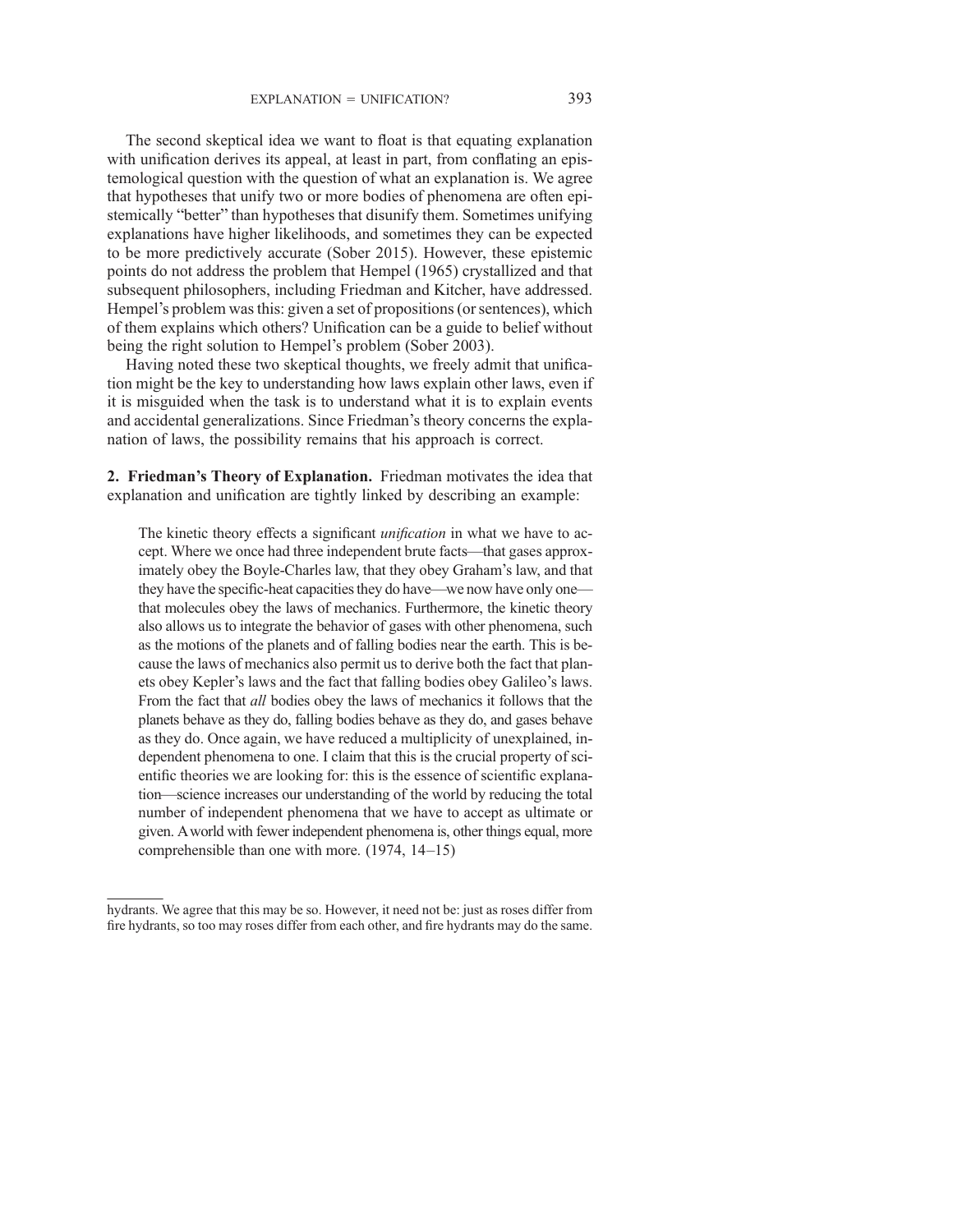The second skeptical idea we want to float is that equating explanation with unification derives its appeal, at least in part, from conflating an epistemological question with the question of what an explanation is. We agree that hypotheses that unify two or more bodies of phenomena are often epistemically "better" than hypotheses that disunify them. Sometimes unifying explanations have higher likelihoods, and sometimes they can be expected to be more predictively accurate (Sober 2015). However, these epistemic points do not address the problem that Hempel (1965) crystallized and that subsequent philosophers, including Friedman and Kitcher, have addressed. Hempel's problem was this: given a set of propositions (or sentences), which of them explains which others? Unification can be a guide to belief without being the right solution to Hempel's problem (Sober 2003).

Having noted these two skeptical thoughts, we freely admit that unification might be the key to understanding how laws explain other laws, even if it is misguided when the task is to understand what it is to explain events and accidental generalizations. Since Friedman's theory concerns the explanation of laws, the possibility remains that his approach is correct.

## 2. Friedman's Theory of Explanation.

Friedman motivates the idea that explanation and unification are tightly linked by describing an example:

> The kinetic theory effects a significant *unification* in what we have to accept. Where we once had three independent brute facts—that gases approximately obey the Boyle-Charles law, that they obey Graham's law, and that they have the specific-heat capacities they do have—we now have only one—that molecules obey the laws of mechanics. Furthermore, the kinetic theory also allows us to integrate the behavior of gases with other phenomena, such as the motions of the planets and of falling bodies near the earth. This is because the laws of mechanics also permit us to derive both the fact that planets obey Kepler's laws and the fact that falling bodies obey Galileo's laws. From the fact that *all* bodies obey the laws of mechanics it follows that the planets behave as they do, falling bodies behave as they do, and gases behave as they do. Once again, we have reduced a multiplicity of unexplained, independent phenomena to one. I claim that this is the crucial property of scientific theories we are looking for: this is the essence of scientific explanation—science increases our understanding of the world by reducing the total number of independent phenomena that we have to accept as ultimate or given. A world with fewer independent phenomena is, other things equal, more comprehensible than one with more. (1974, 14–15)

---

hydrants. We agree that this may be so. However, it need not be: just as roses differ from fire hydrants, so too may roses differ from each other, and fire hydrants may do the same.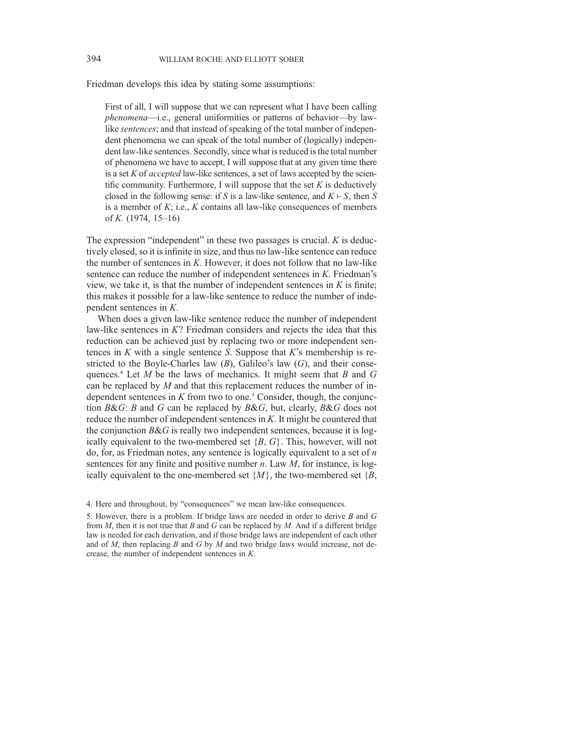Friedman develops this idea by stating some assumptions:

> First of all, I will suppose that we can represent what I have been calling *phenomena*—i.e., general uniformities or patterns of behavior—by law-like *sentences*; and that instead of speaking of the total number of independent phenomena we can speak of the total number of (logically) independent law-like sentences. Secondly, since what is reduced is the total number of phenomena we have to accept, I will suppose that at any given time there is a set *K* of *accepted* law-like sentences, a set of laws accepted by the scientific community. Furthermore, I will suppose that the set *K* is deductively closed in the following sense: if *S* is a law-like sentence, and $K \vdash S$, then *S* is a member of *K*; i.e., *K* contains all law-like consequences of members of *K*. (1974, 15–16)

The expression "independent" in these two passages is crucial. *K* is deductively closed, so it is infinite in size, and thus no law-like sentence can reduce the number of sentences in *K*. However, it does not follow that no law-like sentence can reduce the number of independent sentences in *K*. Friedman's view, we take it, is that the number of independent sentences in *K* is finite; this makes it possible for a law-like sentence to reduce the number of independent sentences in *K*.

When does a given law-like sentence reduce the number of independent law-like sentences in *K*? Friedman considers and rejects the idea that this reduction can be achieved just by replacing two or more independent sentences in *K* with a single sentence *S*. Suppose that *K*'s membership is restricted to the Boyle-Charles law (*B*), Galileo's law (*G*), and their consequences.[4] Let *M* be the laws of mechanics. It might seem that *B* and *G* can be replaced by *M* and that this replacement reduces the number of independent sentences in *K* from two to one.[5] Consider, though, the conjunction *B*&*G*: *B* and *G* can be replaced by *B*&*G*, but, clearly, *B*&*G* does not reduce the number of independent sentences in *K*. It might be countered that the conjunction *B*&*G* is really two independent sentences, because it is logically equivalent to the two-membered set {*B*, *G*}. This, however, will not do, for, as Friedman notes, any sentence is logically equivalent to a set of *n* sentences for any finite and positive number *n*. Law *M*, for instance, is logically equivalent to the one-membered set {*M*}, the two-membered set {*B*,

4. Here and throughout, by "consequences" we mean law-like consequences.

5. However, there is a problem. If bridge laws are needed in order to derive *B* and *G* from *M*, then it is not true that *B* and *G* can be replaced by *M*. And if a different bridge law is needed for each derivation, and if those bridge laws are independent of each other and of *M*, then replacing *B* and *G* by *M* and two bridge laws would increase, not decrease, the number of independent sentences in *K*.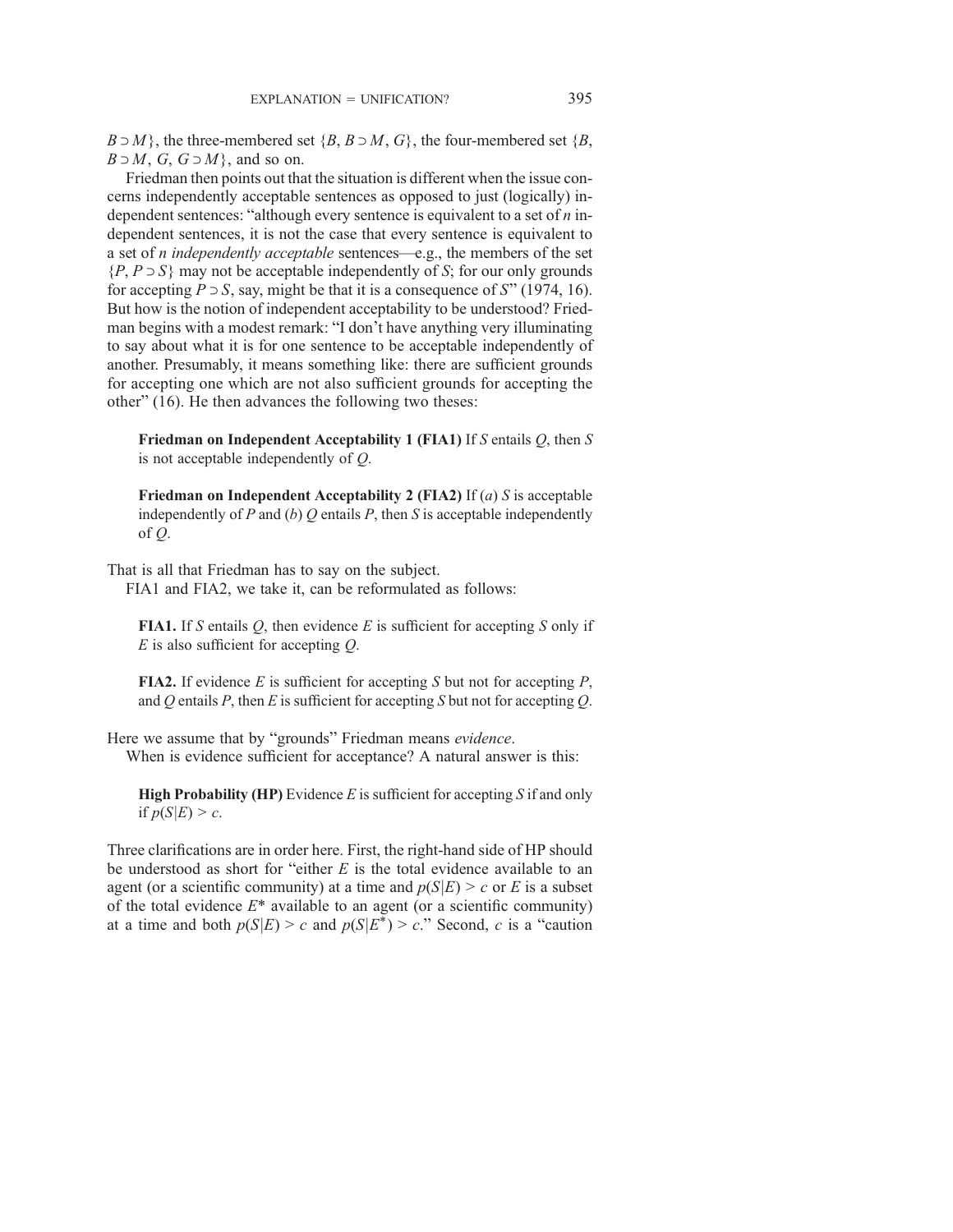$B \supset M\}$, the three-membered set $\{B, B \supset M, G\}$, the four-membered set $\{B, B \supset M, G, G \supset M\}$, and so on.

Friedman then points out that the situation is different when the issue concerns independently acceptable sentences as opposed to just (logically) independent sentences: "although every sentence is equivalent to a set of $n$ independent sentences, it is not the case that every sentence is equivalent to a set of $n$ *independently acceptable* sentences—e.g., the members of the set $\{P, P \supset S\}$ may not be acceptable independently of $S$; for our only grounds for accepting $P \supset S$, say, might be that it is a consequence of $S$" (1974, 16). But how is the notion of independent acceptability to be understood? Friedman begins with a modest remark: "I don't have anything very illuminating to say about what it is for one sentence to be acceptable independently of another. Presumably, it means something like: there are sufficient grounds for accepting one which are not also sufficient grounds for accepting the other" (16). He then advances the following two theses:

> **Friedman on Independent Acceptability 1 (FIA1)** If $S$ entails $Q$, then $S$ is not acceptable independently of $Q$.

> **Friedman on Independent Acceptability 2 (FIA2)** If ($a$) $S$ is acceptable independently of $P$ and ($b$) $Q$ entails $P$, then $S$ is acceptable independently of $Q$.

That is all that Friedman has to say on the subject.

FIA1 and FIA2, we take it, can be reformulated as follows:

> **FIA1.** If $S$ entails $Q$, then evidence $E$ is sufficient for accepting $S$ only if $E$ is also sufficient for accepting $Q$.

> **FIA2.** If evidence $E$ is sufficient for accepting $S$ but not for accepting $P$, and $Q$ entails $P$, then $E$ is sufficient for accepting $S$ but not for accepting $Q$.

Here we assume that by "grounds" Friedman means *evidence*.

When is evidence sufficient for acceptance? A natural answer is this:

> **High Probability (HP)** Evidence $E$ is sufficient for accepting $S$ if and only if $p(S|E) > c$.

Three clarifications are in order here. First, the right-hand side of HP should be understood as short for "either $E$ is the total evidence available to an agent (or a scientific community) at a time and $p(S|E) > c$ or $E$ is a subset of the total evidence $E^*$ available to an agent (or a scientific community) at a time and both $p(S|E) > c$ and $p(S|E^*) > c$." Second, $c$ is a "caution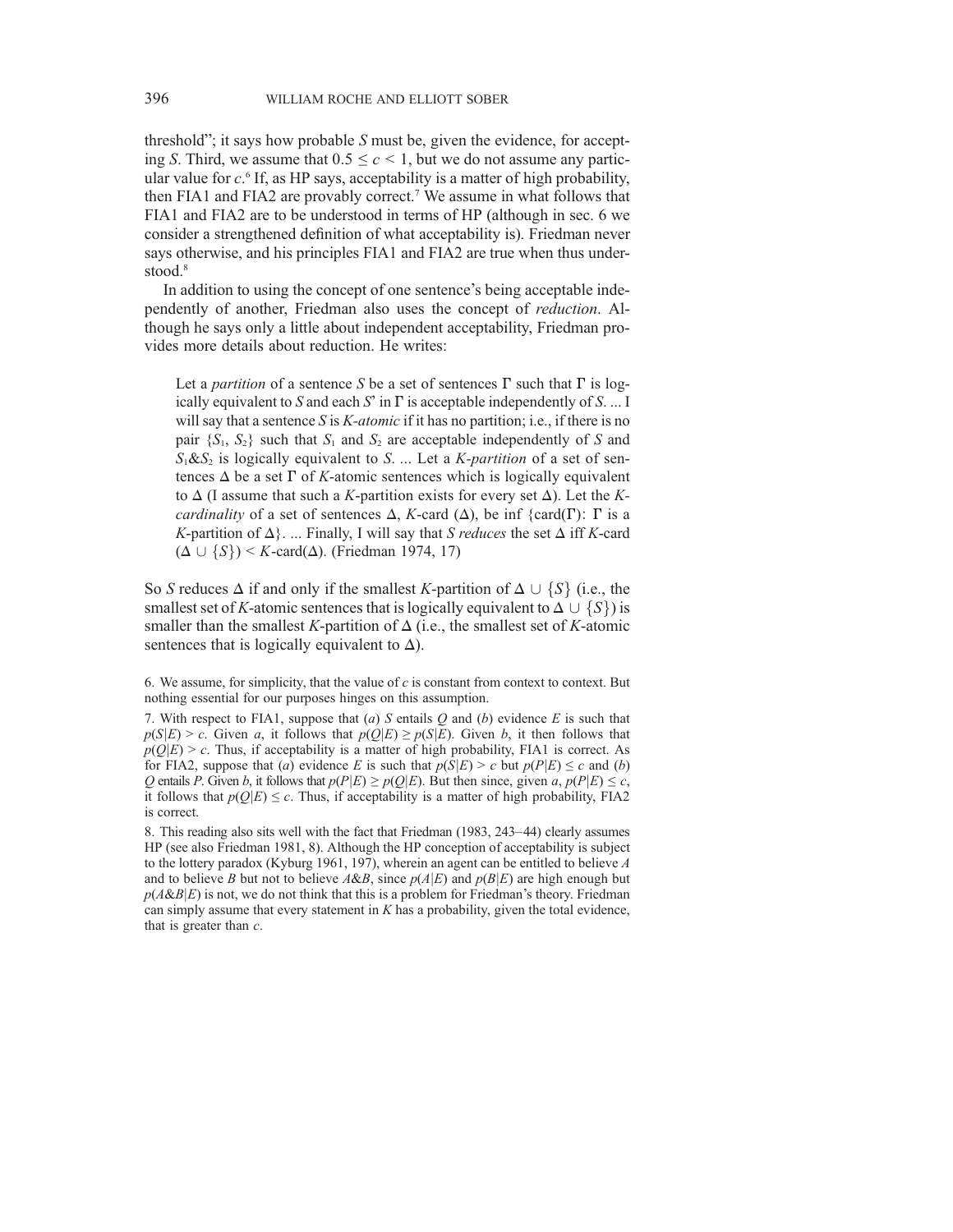threshold"; it says how probable $S$ must be, given the evidence, for accepting $S$. Third, we assume that $0.5 \leq c < 1$, but we do not assume any particular value for $c$.[6] If, as HP says, acceptability is a matter of high probability, then FIA1 and FIA2 are provably correct.[7] We assume in what follows that FIA1 and FIA2 are to be understood in terms of HP (although in sec. 6 we consider a strengthened definition of what acceptability is). Friedman never says otherwise, and his principles FIA1 and FIA2 are true when thus understood.[8]

In addition to using the concept of one sentence's being acceptable independently of another, Friedman also uses the concept of *reduction*. Although he says only a little about independent acceptability, Friedman provides more details about reduction. He writes:

> Let a *partition* of a sentence $S$ be a set of sentences $\Gamma$ such that $\Gamma$ is logically equivalent to $S$ and each $S'$ in $\Gamma$ is acceptable independently of $S$. ... I will say that a sentence $S$ is *K-atomic* if it has no partition; i.e., if there is no pair $\{S_1, S_2\}$ such that $S_1$ and $S_2$ are acceptable independently of $S$ and $S_1\&S_2$ is logically equivalent to $S$. ... Let a *K-partition* of a set of sentences $\Delta$ be a set $\Gamma$ of $K$-atomic sentences which is logically equivalent to $\Delta$ (I assume that such a $K$-partition exists for every set $\Delta$). Let the *K-cardinality* of a set of sentences $\Delta$, $K$-card $(\Delta)$, be inf {card($\Gamma$): $\Gamma$ is a $K$-partition of $\Delta$}. ... Finally, I will say that $S$ *reduces* the set $\Delta$ iff $K$-card $(\Delta \cup \{S\}) < K$-card$(\Delta)$. (Friedman 1974, 17)

So $S$ reduces $\Delta$ if and only if the smallest $K$-partition of $\Delta \cup \{S\}$ (i.e., the smallest set of $K$-atomic sentences that is logically equivalent to $\Delta \cup \{S\}$) is smaller than the smallest $K$-partition of $\Delta$ (i.e., the smallest set of $K$-atomic sentences that is logically equivalent to $\Delta$).

6. We assume, for simplicity, that the value of $c$ is constant from context to context. But nothing essential for our purposes hinges on this assumption.

7. With respect to FIA1, suppose that (*a*) $S$ entails $Q$ and (*b*) evidence $E$ is such that $p(S|E) > c$. Given *a*, it follows that $p(Q|E) \geq p(S|E)$. Given *b*, it then follows that $p(Q|E) > c$. Thus, if acceptability is a matter of high probability, FIA1 is correct. As for FIA2, suppose that (*a*) evidence $E$ is such that $p(S|E) > c$ but $p(P|E) \leq c$ and (*b*) $Q$ entails $P$. Given *b*, it follows that $p(P|E) \geq p(Q|E)$. But then since, given *a*, $p(P|E) \leq c$, it follows that $p(Q|E) \leq c$. Thus, if acceptability is a matter of high probability, FIA2 is correct.

8. This reading also sits well with the fact that Friedman (1983, 243–44) clearly assumes HP (see also Friedman 1981, 8). Although the HP conception of acceptability is subject to the lottery paradox (Kyburg 1961, 197), wherein an agent can be entitled to believe $A$ and to believe $B$ but not to believe $A\&B$, since $p(A|E)$ and $p(B|E)$ are high enough but $p(A\&B|E)$ is not, we do not think that this is a problem for Friedman's theory. Friedman can simply assume that every statement in $K$ has a probability, given the total evidence, that is greater than $c$.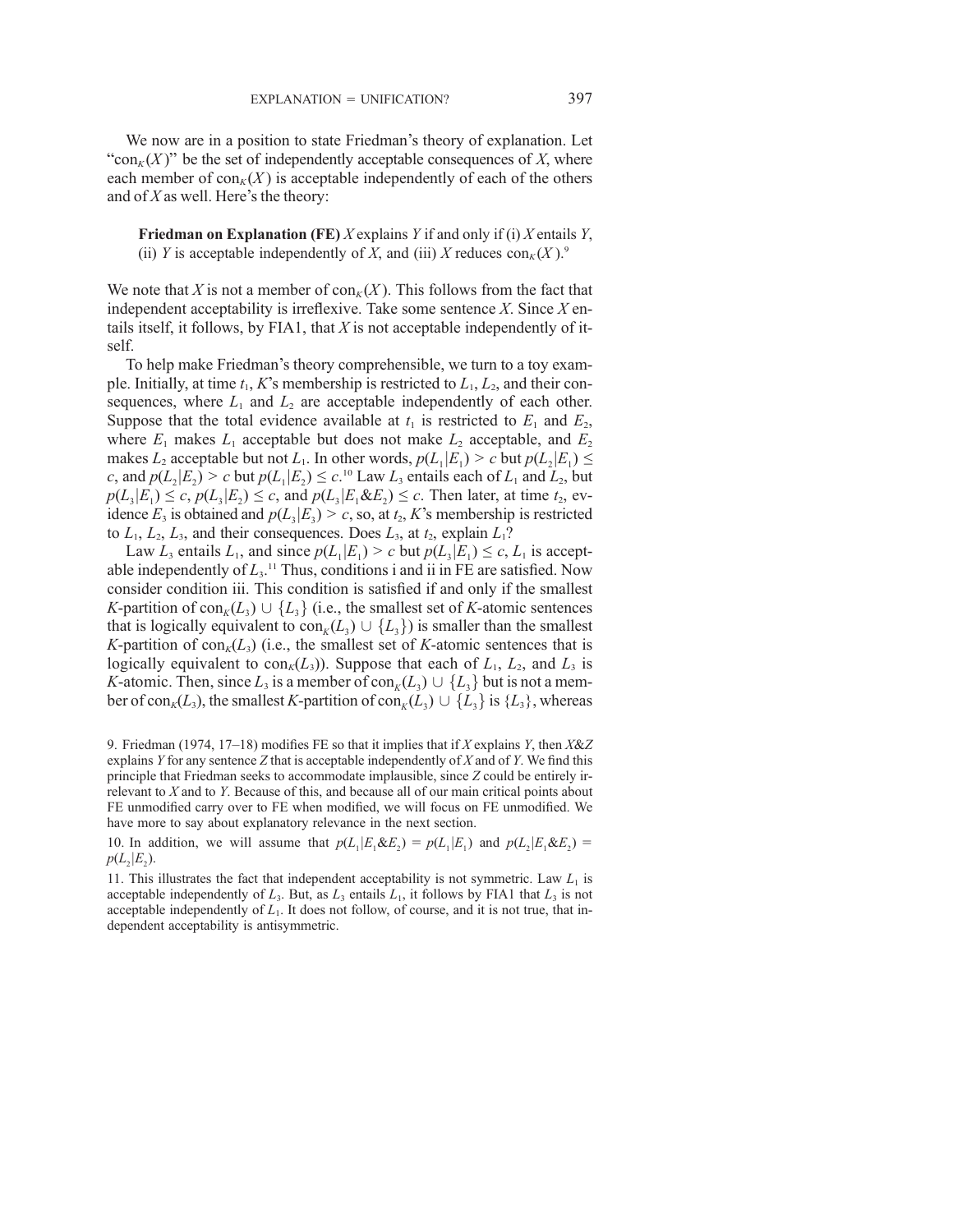We now are in a position to state Friedman's theory of explanation. Let "$\text{con}_K(X)$" be the set of independently acceptable consequences of $X$, where each member of $\text{con}_K(X)$ is acceptable independently of each of the others and of $X$ as well. Here's the theory:

> **Friedman on Explanation (FE)** *X* explains *Y* if and only if (i) *X* entails *Y*, (ii) *Y* is acceptable independently of *X*, and (iii) *X* reduces $\text{con}_K(X)$.[9]

We note that $X$ is not a member of $\text{con}_K(X)$. This follows from the fact that independent acceptability is irreflexive. Take some sentence $X$. Since $X$ entails itself, it follows, by FIA1, that $X$ is not acceptable independently of itself.

To help make Friedman's theory comprehensible, we turn to a toy example. Initially, at time $t_1$, $K$'s membership is restricted to $L_1$, $L_2$, and their consequences, where $L_1$ and $L_2$ are acceptable independently of each other. Suppose that the total evidence available at $t_1$ is restricted to $E_1$ and $E_2$, where $E_1$ makes $L_1$ acceptable but does not make $L_2$ acceptable, and $E_2$ makes $L_2$ acceptable but not $L_1$. In other words, $p(L_1|E_1) > c$ but $p(L_2|E_1) \leq c$, and $p(L_2|E_2) > c$ but $p(L_1|E_2) \leq c$.[10] Law $L_3$ entails each of $L_1$ and $L_2$, but $p(L_3|E_1) \leq c$, $p(L_3|E_2) \leq c$, and $p(L_3|E_1\&E_2) \leq c$. Then later, at time $t_2$, evidence $E_3$ is obtained and $p(L_3|E_3) > c$, so, at $t_2$, $K$'s membership is restricted to $L_1$, $L_2$, $L_3$, and their consequences. Does $L_3$, at $t_2$, explain $L_1$?

Law $L_3$ entails $L_1$, and since $p(L_1|E_1) > c$ but $p(L_3|E_1) \leq c$, $L_1$ is acceptable independently of $L_3$.[11] Thus, conditions i and ii in FE are satisfied. Now consider condition iii. This condition is satisfied if and only if the smallest $K$-partition of $\text{con}_K(L_3) \cup \{L_3\}$ (i.e., the smallest set of $K$-atomic sentences that is logically equivalent to $\text{con}_K(L_3) \cup \{L_3\}$) is smaller than the smallest $K$-partition of $\text{con}_K(L_3)$ (i.e., the smallest set of $K$-atomic sentences that is logically equivalent to $\text{con}_K(L_3)$). Suppose that each of $L_1$, $L_2$, and $L_3$ is $K$-atomic. Then, since $L_3$ is a member of $\text{con}_K(L_3) \cup \{L_3\}$ but is not a member of $\text{con}_K(L_3)$, the smallest $K$-partition of $\text{con}_K(L_3) \cup \{L_3\}$ is $\{L_3\}$, whereas

9. Friedman (1974, 17–18) modifies FE so that it implies that if *X* explains *Y*, then *X&Z* explains *Y* for any sentence *Z* that is acceptable independently of *X* and of *Y*. We find this principle that Friedman seeks to accommodate implausible, since *Z* could be entirely irrelevant to *X* and to *Y*. Because of this, and because all of our main critical points about FE unmodified carry over to FE when modified, we will focus on FE unmodified. We have more to say about explanatory relevance in the next section.

10. In addition, we will assume that $p(L_1|E_1\&E_2) = p(L_1|E_1)$ and $p(L_2|E_1\&E_2) = p(L_2|E_2)$.

11. This illustrates the fact that independent acceptability is not symmetric. Law $L_1$ is acceptable independently of $L_3$. But, as $L_3$ entails $L_1$, it follows by FIA1 that $L_3$ is not acceptable independently of $L_1$. It does not follow, of course, and it is not true, that independent acceptability is antisymmetric.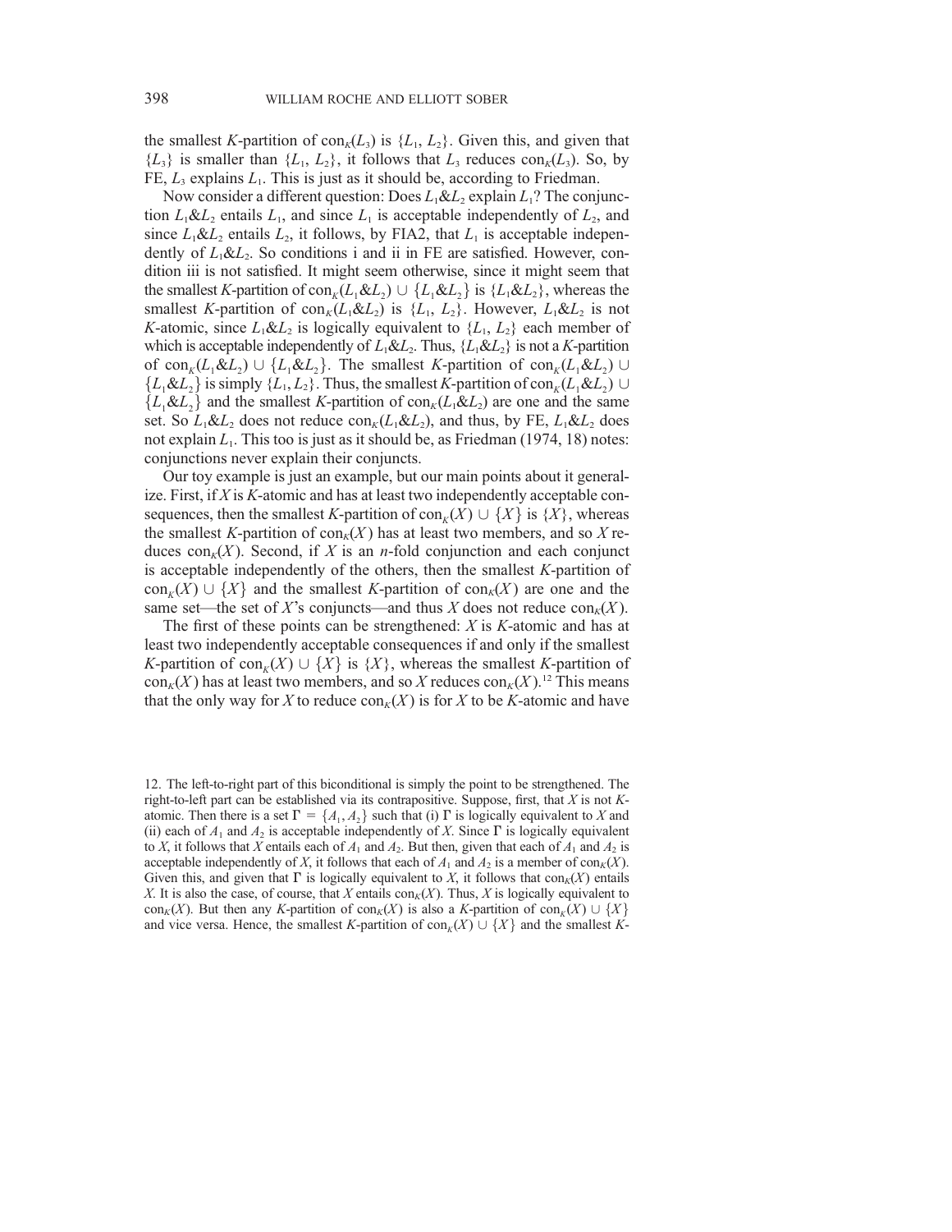the smallest $K$-partition of $\text{con}_K(L_3)$ is $\{L_1, L_2\}$. Given this, and given that $\{L_3\}$ is smaller than $\{L_1, L_2\}$, it follows that $L_3$ reduces $\text{con}_K(L_3)$. So, by FE, $L_3$ explains $L_1$. This is just as it should be, according to Friedman.

Now consider a different question: Does $L_1\&L_2$ explain $L_1$? The conjunction $L_1\&L_2$ entails $L_1$, and since $L_1$ is acceptable independently of $L_2$, and since $L_1\&L_2$ entails $L_2$, it follows, by FIA2, that $L_1$ is acceptable independently of $L_1\&L_2$. So conditions i and ii in FE are satisfied. However, condition iii is not satisfied. It might seem otherwise, since it might seem that the smallest $K$-partition of $\text{con}_K(L_1\&L_2) \cup \{L_1\&L_2\}$ is $\{L_1\&L_2\}$, whereas the smallest $K$-partition of $\text{con}_K(L_1\&L_2)$ is $\{L_1, L_2\}$. However, $L_1\&L_2$ is not $K$-atomic, since $L_1\&L_2$ is logically equivalent to $\{L_1, L_2\}$ each member of which is acceptable independently of $L_1\&L_2$. Thus, $\{L_1\&L_2\}$ is not a $K$-partition of $\text{con}_K(L_1\&L_2) \cup \{L_1\&L_2\}$. The smallest $K$-partition of $\text{con}_K(L_1\&L_2) \cup \{L_1\&L_2\}$ is simply $\{L_1, L_2\}$. Thus, the smallest $K$-partition of $\text{con}_K(L_1\&L_2) \cup \{L_1\&L_2\}$ and the smallest $K$-partition of $\text{con}_K(L_1\&L_2)$ are one and the same set. So $L_1\&L_2$ does not reduce $\text{con}_K(L_1\&L_2)$, and thus, by FE, $L_1\&L_2$ does not explain $L_1$. This too is just as it should be, as Friedman (1974, 18) notes: conjunctions never explain their conjuncts.

Our toy example is just an example, but our main points about it generalize. First, if $X$ is $K$-atomic and has at least two independently acceptable consequences, then the smallest $K$-partition of $\text{con}_K(X) \cup \{X\}$ is $\{X\}$, whereas the smallest $K$-partition of $\text{con}_K(X)$ has at least two members, and so $X$ reduces $\text{con}_K(X)$. Second, if $X$ is an $n$-fold conjunction and each conjunct is acceptable independently of the others, then the smallest $K$-partition of $\text{con}_K(X) \cup \{X\}$ and the smallest $K$-partition of $\text{con}_K(X)$ are one and the same set—the set of $X$'s conjuncts—and thus $X$ does not reduce $\text{con}_K(X)$.

The first of these points can be strengthened: $X$ is $K$-atomic and has at least two independently acceptable consequences if and only if the smallest $K$-partition of $\text{con}_K(X) \cup \{X\}$ is $\{X\}$, whereas the smallest $K$-partition of $\text{con}_K(X)$ has at least two members, and so $X$ reduces $\text{con}_K(X)$.[12] This means that the only way for $X$ to reduce $\text{con}_K(X)$ is for $X$ to be $K$-atomic and have

12. The left-to-right part of this biconditional is simply the point to be strengthened. The right-to-left part can be established via its contrapositive. Suppose, first, that $X$ is not $K$-atomic. Then there is a set $\Gamma = \{A_1, A_2\}$ such that (i) $\Gamma$ is logically equivalent to $X$ and (ii) each of $A_1$ and $A_2$ is acceptable independently of $X$. Since $\Gamma$ is logically equivalent to $X$, it follows that $X$ entails each of $A_1$ and $A_2$. But then, given that each of $A_1$ and $A_2$ is acceptable independently of $X$, it follows that each of $A_1$ and $A_2$ is a member of $\text{con}_K(X)$. Given this, and given that $\Gamma$ is logically equivalent to $X$, it follows that $\text{con}_K(X)$ entails $X$. It is also the case, of course, that $X$ entails $\text{con}_K(X)$. Thus, $X$ is logically equivalent to $\text{con}_K(X)$. But then any $K$-partition of $\text{con}_K(X)$ is also a $K$-partition of $\text{con}_K(X) \cup \{X\}$ and vice versa. Hence, the smallest $K$-partition of $\text{con}_K(X) \cup \{X\}$ and the smallest $K$-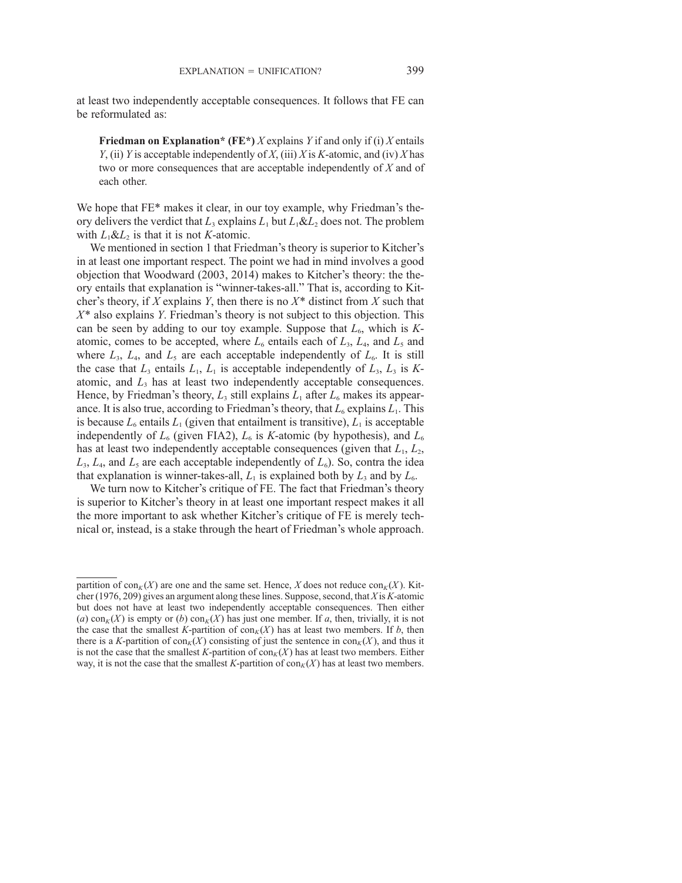at least two independently acceptable consequences. It follows that FE can be reformulated as:

> **Friedman on Explanation\* (FE\*)** *X* explains *Y* if and only if (i) *X* entails *Y*, (ii) *Y* is acceptable independently of *X*, (iii) *X* is *K*-atomic, and (iv) *X* has two or more consequences that are acceptable independently of *X* and of each other.

We hope that FE* makes it clear, in our toy example, why Friedman's theory delivers the verdict that $L_3$ explains $L_1$ but $L_1\&L_2$ does not. The problem with $L_1\&L_2$ is that it is not *K*-atomic.

We mentioned in section 1 that Friedman's theory is superior to Kitcher's in at least one important respect. The point we had in mind involves a good objection that Woodward (2003, 2014) makes to Kitcher's theory: the theory entails that explanation is "winner-takes-all." That is, according to Kitcher's theory, if *X* explains *Y*, then there is no *X*\* distinct from *X* such that *X*\* also explains *Y*. Friedman's theory is not subject to this objection. This can be seen by adding to our toy example. Suppose that $L_6$, which is *K*-atomic, comes to be accepted, where $L_6$ entails each of $L_3$, $L_4$, and $L_5$ and where $L_3$, $L_4$, and $L_5$ are each acceptable independently of $L_6$. It is still the case that $L_3$ entails $L_1$, $L_1$ is acceptable independently of $L_3$, $L_3$ is *K*-atomic, and $L_3$ has at least two independently acceptable consequences. Hence, by Friedman's theory, $L_3$ still explains $L_1$ after $L_6$ makes its appearance. It is also true, according to Friedman's theory, that $L_6$ explains $L_1$. This is because $L_6$ entails $L_1$ (given that entailment is transitive), $L_1$ is acceptable independently of $L_6$ (given FIA2), $L_6$ is *K*-atomic (by hypothesis), and $L_6$ has at least two independently acceptable consequences (given that $L_1$, $L_2$, $L_3$, $L_4$, and $L_5$ are each acceptable independently of $L_6$). So, contra the idea that explanation is winner-takes-all, $L_1$ is explained both by $L_3$ and by $L_6$.

We turn now to Kitcher's critique of FE. The fact that Friedman's theory is superior to Kitcher's theory in at least one important respect makes it all the more important to ask whether Kitcher's critique of FE is merely technical or, instead, is a stake through the heart of Friedman's whole approach.

---

partition of $\text{con}_K(X)$ are one and the same set. Hence, *X* does not reduce $\text{con}_K(X)$. Kitcher (1976, 209) gives an argument along these lines. Suppose, second, that *X* is *K*-atomic but does not have at least two independently acceptable consequences. Then either (*a*) $\text{con}_K(X)$ is empty or (*b*) $\text{con}_K(X)$ has just one member. If *a*, then, trivially, it is not the case that the smallest *K*-partition of $\text{con}_K(X)$ has at least two members. If *b*, then there is a *K*-partition of $\text{con}_K(X)$ consisting of just the sentence in $\text{con}_K(X)$, and thus it is not the case that the smallest *K*-partition of $\text{con}_K(X)$ has at least two members. Either way, it is not the case that the smallest *K*-partition of $\text{con}_K(X)$ has at least two members.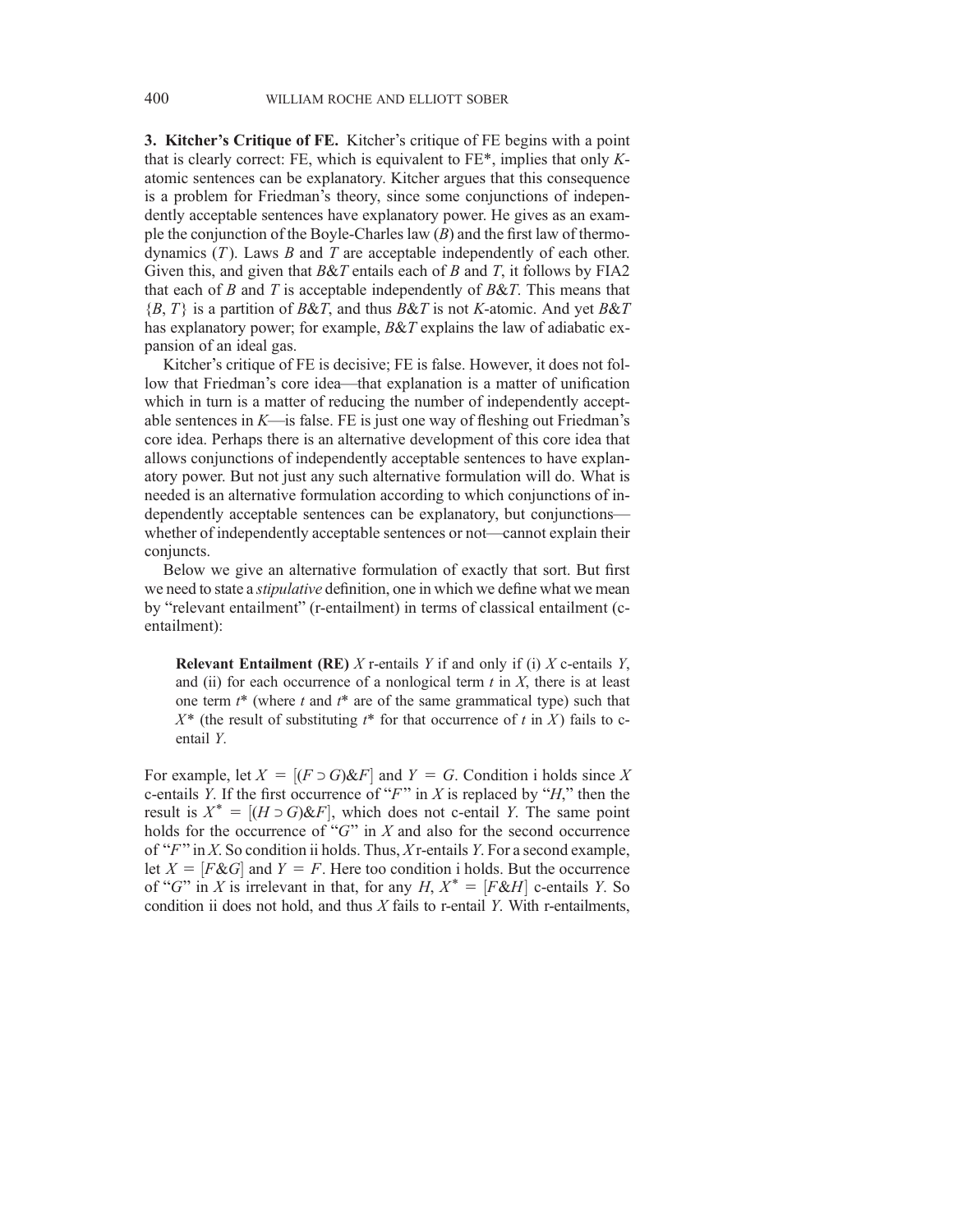**3. Kitcher's Critique of FE.** Kitcher's critique of FE begins with a point that is clearly correct: FE, which is equivalent to FE*, implies that only *K*-atomic sentences can be explanatory. Kitcher argues that this consequence is a problem for Friedman's theory, since some conjunctions of independently acceptable sentences have explanatory power. He gives as an example the conjunction of the Boyle-Charles law (*B*) and the first law of thermodynamics (*T*). Laws *B* and *T* are acceptable independently of each other. Given this, and given that *B*&*T* entails each of *B* and *T*, it follows by FIA2 that each of *B* and *T* is acceptable independently of *B*&*T*. This means that $\{B, T\}$ is a partition of *B*&*T*, and thus *B*&*T* is not *K*-atomic. And yet *B*&*T* has explanatory power; for example, *B*&*T* explains the law of adiabatic expansion of an ideal gas.

Kitcher's critique of FE is decisive; FE is false. However, it does not follow that Friedman's core idea—that explanation is a matter of unification which in turn is a matter of reducing the number of independently acceptable sentences in *K*—is false. FE is just one way of fleshing out Friedman's core idea. Perhaps there is an alternative development of this core idea that allows conjunctions of independently acceptable sentences to have explanatory power. But not just any such alternative formulation will do. What is needed is an alternative formulation according to which conjunctions of independently acceptable sentences can be explanatory, but conjunctions—whether of independently acceptable sentences or not—cannot explain their conjuncts.

Below we give an alternative formulation of exactly that sort. But first we need to state a *stipulative* definition, one in which we define what we mean by "relevant entailment" (r-entailment) in terms of classical entailment (c-entailment):

> **Relevant Entailment (RE)** *X* r-entails *Y* if and only if (i) *X* c-entails *Y*, and (ii) for each occurrence of a nonlogical term *t* in *X*, there is at least one term $t^*$ (where *t* and $t^*$ are of the same grammatical type) such that $X^*$ (the result of substituting $t^*$ for that occurrence of *t* in *X*) fails to c-entail *Y*.

For example, let $X = [(F \supset G)\&F]$ and $Y = G$. Condition i holds since *X* c-entails *Y*. If the first occurrence of "*F*" in *X* is replaced by "*H*," then the result is $X^* = [(H \supset G)\&F]$, which does not c-entail *Y*. The same point holds for the occurrence of "*G*" in *X* and also for the second occurrence of "*F*" in *X*. So condition ii holds. Thus, *X* r-entails *Y*. For a second example, let $X = [F\&G]$ and $Y = F$. Here too condition i holds. But the occurrence of "*G*" in *X* is irrelevant in that, for any *H*, $X^* = [F\&H]$ c-entails *Y*. So condition ii does not hold, and thus *X* fails to r-entail *Y*. With r-entailments,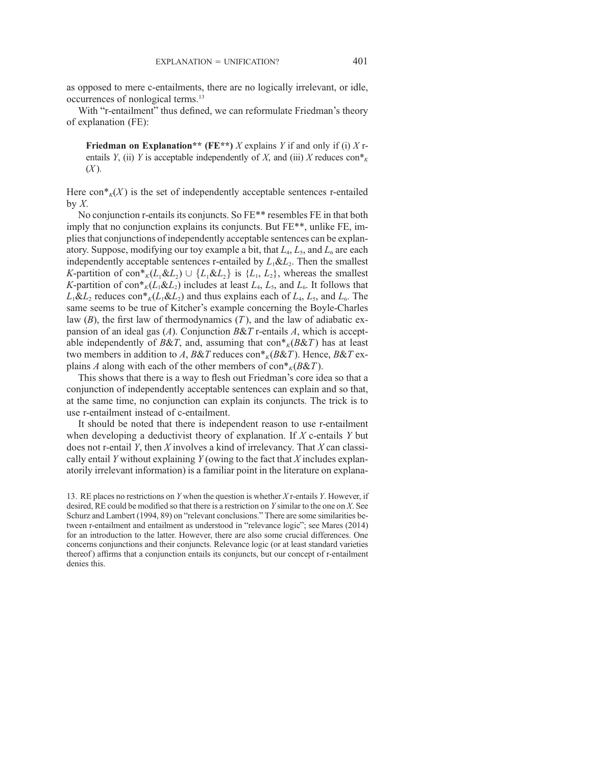as opposed to mere c-entailments, there are no logically irrelevant, or idle, occurrences of nonlogical terms.[13]

With "r-entailment" thus defined, we can reformulate Friedman's theory of explanation (FE):

> **Friedman on Explanation\*\* (FE\*\*)** *X* explains *Y* if and only if (i) *X* r-entails *Y*, (ii) *Y* is acceptable independently of *X*, and (iii) *X* reduces $\text{con}^*_K(X)$.

Here $\text{con}^*_K(X)$ is the set of independently acceptable sentences r-entailed by *X*.

No conjunction r-entails its conjuncts. So FE** resembles FE in that both imply that no conjunction explains its conjuncts. But FE**, unlike FE, implies that conjunctions of independently acceptable sentences can be explanatory. Suppose, modifying our toy example a bit, that $L_4$, $L_5$, and $L_6$ are each independently acceptable sentences r-entailed by $L_1\&L_2$. Then the smallest *K*-partition of $\text{con}^*_K(L_1\&L_2) \cup \{L_1\&L_2\}$ is $\{L_1, L_2\}$, whereas the smallest *K*-partition of $\text{con}^*_K(L_1\&L_2)$ includes at least $L_4$, $L_5$, and $L_6$. It follows that $L_1\&L_2$ reduces $\text{con}^*_K(L_1\&L_2)$ and thus explains each of $L_4$, $L_5$, and $L_6$. The same seems to be true of Kitcher's example concerning the Boyle-Charles law (*B*), the first law of thermodynamics (*T*), and the law of adiabatic expansion of an ideal gas (*A*). Conjunction *B*&*T* r-entails *A*, which is acceptable independently of *B*&*T*, and, assuming that $\text{con}^*_K(B\&T)$ has at least two members in addition to *A*, *B*&*T* reduces $\text{con}^*_K(B\&T)$. Hence, *B*&*T* explains *A* along with each of the other members of $\text{con}^*_K(B\&T)$.

This shows that there is a way to flesh out Friedman's core idea so that a conjunction of independently acceptable sentences can explain and so that, at the same time, no conjunction can explain its conjuncts. The trick is to use r-entailment instead of c-entailment.

It should be noted that there is independent reason to use r-entailment when developing a deductivist theory of explanation. If *X* c-entails *Y* but does not r-entail *Y*, then *X* involves a kind of irrelevancy. That *X* can classically entail *Y* without explaining *Y* (owing to the fact that *X* includes explanatorily irrelevant information) is a familiar point in the literature on explana-

13. RE places no restrictions on *Y* when the question is whether *X* r-entails *Y*. However, if desired, RE could be modified so that there is a restriction on *Y* similar to the one on *X*. See Schurz and Lambert (1994, 89) on "relevant conclusions." There are some similarities between r-entailment and entailment as understood in "relevance logic"; see Mares (2014) for an introduction to the latter. However, there are also some crucial differences. One concerns conjunctions and their conjuncts. Relevance logic (or at least standard varieties thereof) affirms that a conjunction entails its conjuncts, but our concept of r-entailment denies this.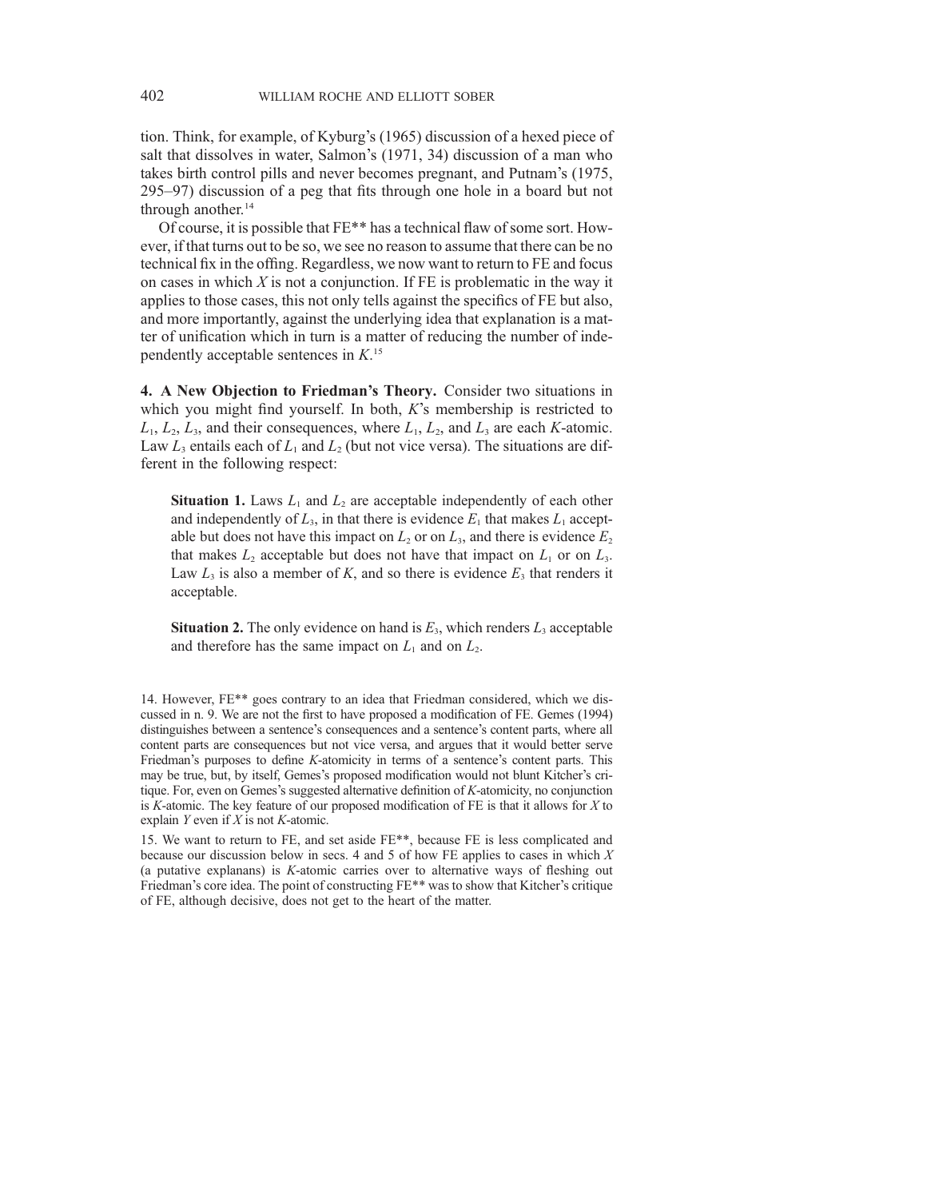tion. Think, for example, of Kyburg's (1965) discussion of a hexed piece of salt that dissolves in water, Salmon's (1971, 34) discussion of a man who takes birth control pills and never becomes pregnant, and Putnam's (1975, 295–97) discussion of a peg that fits through one hole in a board but not through another.[14]

Of course, it is possible that FE** has a technical flaw of some sort. However, if that turns out to be so, we see no reason to assume that there can be no technical fix in the offing. Regardless, we now want to return to FE and focus on cases in which $X$ is not a conjunction. If FE is problematic in the way it applies to those cases, this not only tells against the specifics of FE but also, and more importantly, against the underlying idea that explanation is a matter of unification which in turn is a matter of reducing the number of independently acceptable sentences in $K$.[15]

**4. A New Objection to Friedman's Theory.** Consider two situations in which you might find yourself. In both, $K$'s membership is restricted to $L_1$, $L_2$, $L_3$, and their consequences, where $L_1$, $L_2$, and $L_3$ are each $K$-atomic. Law $L_3$ entails each of $L_1$ and $L_2$ (but not vice versa). The situations are different in the following respect:

> **Situation 1.** Laws $L_1$ and $L_2$ are acceptable independently of each other and independently of $L_3$, in that there is evidence $E_1$ that makes $L_1$ acceptable but does not have this impact on $L_2$ or on $L_3$, and there is evidence $E_2$ that makes $L_2$ acceptable but does not have that impact on $L_1$ or on $L_3$. Law $L_3$ is also a member of $K$, and so there is evidence $E_3$ that renders it acceptable.

> **Situation 2.** The only evidence on hand is $E_3$, which renders $L_3$ acceptable and therefore has the same impact on $L_1$ and on $L_2$.

14. However, FE** goes contrary to an idea that Friedman considered, which we discussed in n. 9. We are not the first to have proposed a modification of FE. Gemes (1994) distinguishes between a sentence's consequences and a sentence's content parts, where all content parts are consequences but not vice versa, and argues that it would better serve Friedman's purposes to define $K$-atomicity in terms of a sentence's content parts. This may be true, but, by itself, Gemes's proposed modification would not blunt Kitcher's critique. For, even on Gemes's suggested alternative definition of $K$-atomicity, no conjunction is $K$-atomic. The key feature of our proposed modification of FE is that it allows for $X$ to explain $Y$ even if $X$ is not $K$-atomic.

15. We want to return to FE, and set aside FE**, because FE is less complicated and because our discussion below in secs. 4 and 5 of how FE applies to cases in which $X$ (a putative explanans) is $K$-atomic carries over to alternative ways of fleshing out Friedman's core idea. The point of constructing FE** was to show that Kitcher's critique of FE, although decisive, does not get to the heart of the matter.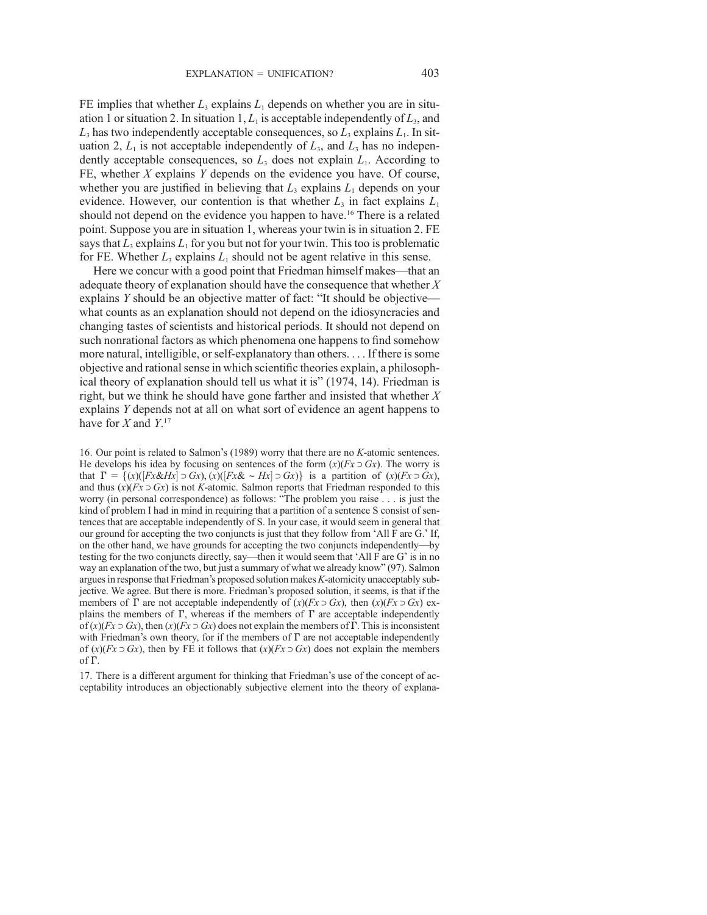FE implies that whether $L_3$ explains $L_1$ depends on whether you are in situation 1 or situation 2. In situation 1, $L_1$ is acceptable independently of $L_3$, and $L_3$ has two independently acceptable consequences, so $L_3$ explains $L_1$. In situation 2, $L_1$ is not acceptable independently of $L_3$, and $L_3$ has no independently acceptable consequences, so $L_3$ does not explain $L_1$. According to FE, whether *X* explains *Y* depends on the evidence you have. Of course, whether you are justified in believing that $L_3$ explains $L_1$ depends on your evidence. However, our contention is that whether $L_3$ in fact explains $L_1$ should not depend on the evidence you happen to have.[16] There is a related point. Suppose you are in situation 1, whereas your twin is in situation 2. FE says that $L_3$ explains $L_1$ for you but not for your twin. This too is problematic for FE. Whether $L_3$ explains $L_1$ should not be agent relative in this sense.

Here we concur with a good point that Friedman himself makes—that an adequate theory of explanation should have the consequence that whether *X* explains *Y* should be an objective matter of fact: "It should be objective—what counts as an explanation should not depend on the idiosyncracies and changing tastes of scientists and historical periods. It should not depend on such nonrational factors as which phenomena one happens to find somehow more natural, intelligible, or self-explanatory than others. . . . If there is some objective and rational sense in which scientific theories explain, a philosophical theory of explanation should tell us what it is" (1974, 14). Friedman is right, but we think he should have gone farther and insisted that whether *X* explains *Y* depends not at all on what sort of evidence an agent happens to have for *X* and *Y*.[17]

16. Our point is related to Salmon's (1989) worry that there are no *K*-atomic sentences. He develops his idea by focusing on sentences of the form $(x)(Fx \supset Gx)$. The worry is that $\Gamma = \{(x)([Fx\&Hx] \supset Gx), (x)([Fx\& \sim Hx] \supset Gx)\}$ is a partition of $(x)(Fx \supset Gx)$, and thus $(x)(Fx \supset Gx)$ is not *K*-atomic. Salmon reports that Friedman responded to this worry (in personal correspondence) as follows: "The problem you raise . . . is just the kind of problem I had in mind in requiring that a partition of a sentence S consist of sentences that are acceptable independently of S. In your case, it would seem in general that our ground for accepting the two conjuncts is just that they follow from 'All F are G.' If, on the other hand, we have grounds for accepting the two conjuncts independently—by testing for the two conjuncts directly, say—then it would seem that 'All F are G' is in no way an explanation of the two, but just a summary of what we already know" (97). Salmon argues in response that Friedman's proposed solution makes *K*-atomicity unacceptably subjective. We agree. But there is more. Friedman's proposed solution, it seems, is that if the members of $\Gamma$ are not acceptable independently of $(x)(Fx \supset Gx)$, then $(x)(Fx \supset Gx)$ explains the members of $\Gamma$, whereas if the members of $\Gamma$ are acceptable independently of $(x)(Fx \supset Gx)$, then $(x)(Fx \supset Gx)$ does not explain the members of $\Gamma$. This is inconsistent with Friedman's own theory, for if the members of $\Gamma$ are not acceptable independently of $(x)(Fx \supset Gx)$, then by FE it follows that $(x)(Fx \supset Gx)$ does not explain the members of $\Gamma$.

17. There is a different argument for thinking that Friedman's use of the concept of acceptability introduces an objectionably subjective element into the theory of explana-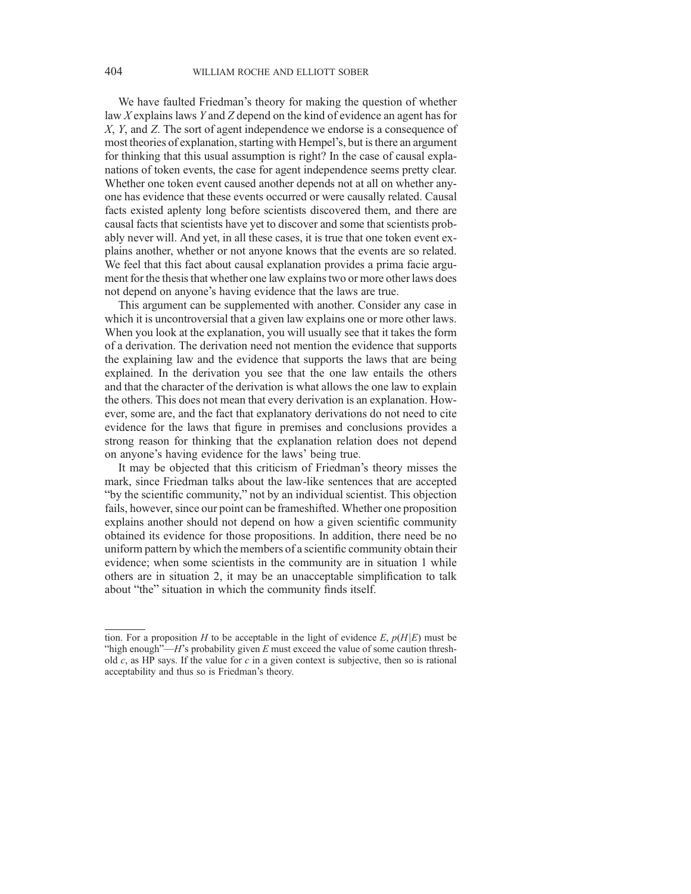We have faulted Friedman's theory for making the question of whether law $X$ explains laws $Y$ and $Z$ depend on the kind of evidence an agent has for $X$, $Y$, and $Z$. The sort of agent independence we endorse is a consequence of most theories of explanation, starting with Hempel's, but is there an argument for thinking that this usual assumption is right? In the case of causal explanations of token events, the case for agent independence seems pretty clear. Whether one token event caused another depends not at all on whether anyone has evidence that these events occurred or were causally related. Causal facts existed aplenty long before scientists discovered them, and there are causal facts that scientists have yet to discover and some that scientists probably never will. And yet, in all these cases, it is true that one token event explains another, whether or not anyone knows that the events are so related. We feel that this fact about causal explanation provides a prima facie argument for the thesis that whether one law explains two or more other laws does not depend on anyone's having evidence that the laws are true.

This argument can be supplemented with another. Consider any case in which it is uncontroversial that a given law explains one or more other laws. When you look at the explanation, you will usually see that it takes the form of a derivation. The derivation need not mention the evidence that supports the explaining law and the evidence that supports the laws that are being explained. In the derivation you see that the one law entails the others and that the character of the derivation is what allows the one law to explain the others. This does not mean that every derivation is an explanation. However, some are, and the fact that explanatory derivations do not need to cite evidence for the laws that figure in premises and conclusions provides a strong reason for thinking that the explanation relation does not depend on anyone's having evidence for the laws' being true.

It may be objected that this criticism of Friedman's theory misses the mark, since Friedman talks about the law-like sentences that are accepted "by the scientific community," not by an individual scientist. This objection fails, however, since our point can be frameshifted. Whether one proposition explains another should not depend on how a given scientific community obtained its evidence for those propositions. In addition, there need be no uniform pattern by which the members of a scientific community obtain their evidence; when some scientists in the community are in situation 1 while others are in situation 2, it may be an unacceptable simplification to talk about "the" situation in which the community finds itself.

---

tion. For a proposition $H$ to be acceptable in the light of evidence $E$, $p(H|E)$ must be "high enough"—$H$'s probability given $E$ must exceed the value of some caution threshold $c$, as HP says. If the value for $c$ in a given context is subjective, then so is rational acceptability and thus so is Friedman's theory.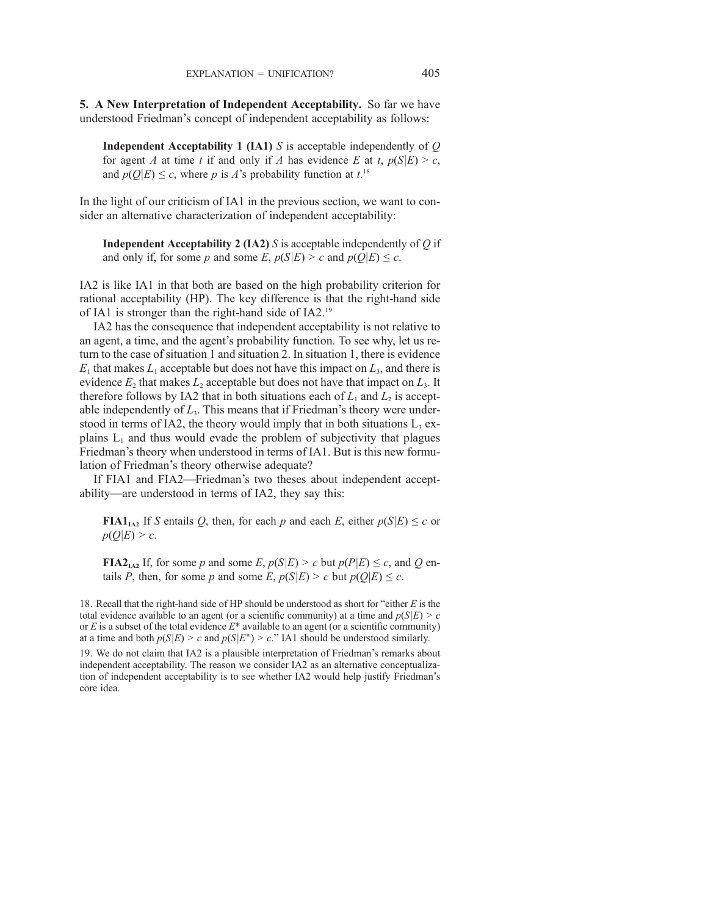**5. A New Interpretation of Independent Acceptability.** So far we have understood Friedman's concept of independent acceptability as follows:

> **Independent Acceptability 1 (IA1)** $S$ is acceptable independently of $Q$ for agent $A$ at time $t$ if and only if $A$ has evidence $E$ at $t$, $p(S|E) > c$, and $p(Q|E) \leq c$, where $p$ is $A$'s probability function at $t$.[18]

In the light of our criticism of IA1 in the previous section, we want to consider an alternative characterization of independent acceptability:

> **Independent Acceptability 2 (IA2)** $S$ is acceptable independently of $Q$ if and only if, for some $p$ and some $E$, $p(S|E) > c$ and $p(Q|E) \leq c$.

IA2 is like IA1 in that both are based on the high probability criterion for rational acceptability (HP). The key difference is that the right-hand side of IA1 is stronger than the right-hand side of IA2.[19]

IA2 has the consequence that independent acceptability is not relative to an agent, a time, and the agent's probability function. To see why, let us return to the case of situation 1 and situation 2. In situation 1, there is evidence $E_1$ that makes $L_1$ acceptable but does not have this impact on $L_3$, and there is evidence $E_2$ that makes $L_2$ acceptable but does not have that impact on $L_3$. It therefore follows by IA2 that in both situations each of $L_1$ and $L_2$ is acceptable independently of $L_3$. This means that if Friedman's theory were understood in terms of IA2, the theory would imply that in both situations $L_3$ explains $L_1$ and thus would evade the problem of subjectivity that plagues Friedman's theory when understood in terms of IA1. But is this new formulation of Friedman's theory otherwise adequate?

If FIA1 and FIA2—Friedman's two theses about independent acceptability—are understood in terms of IA2, they say this:

> **$\text{FIA1}_{\text{IA2}}$** If $S$ entails $Q$, then, for each $p$ and each $E$, either $p(S|E) \leq c$ or $p(Q|E) > c$.

> **$\text{FIA2}_{\text{IA2}}$** If, for some $p$ and some $E$, $p(S|E) > c$ but $p(P|E) \leq c$, and $Q$ entails $P$, then, for some $p$ and some $E$, $p(S|E) > c$ but $p(Q|E) \leq c$.

18. Recall that the right-hand side of HP should be understood as short for "either $E$ is the total evidence available to an agent (or a scientific community) at a time and $p(S|E) > c$ or $E$ is a subset of the total evidence $E^*$ available to an agent (or a scientific community) at a time and both $p(S|E) > c$ and $p(S|E^*) > c$." IA1 should be understood similarly.

19. We do not claim that IA2 is a plausible interpretation of Friedman's remarks about independent acceptability. The reason we consider IA2 as an alternative conceptualization of independent acceptability is to see whether IA2 would help justify Friedman's core idea.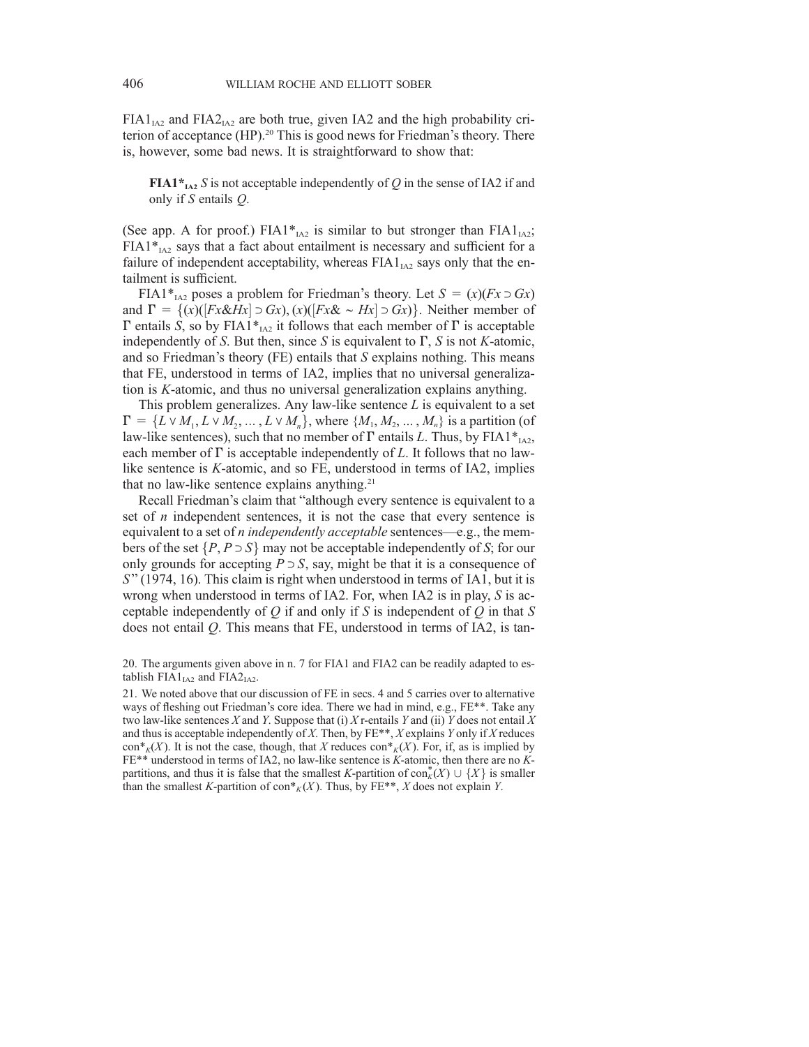$\text{FIA1}_{\text{IA2}}$ and $\text{FIA2}_{\text{IA2}}$ are both true, given IA2 and the high probability criterion of acceptance (HP).[20] This is good news for Friedman's theory. There is, however, some bad news. It is straightforward to show that:

> **$\text{FIA1*}_{\text{IA2}}$** *S* is not acceptable independently of *Q* in the sense of IA2 if and only if *S* entails *Q*.

(See app. A for proof.) $\text{FIA1*}_{\text{IA2}}$ is similar to but stronger than $\text{FIA1}_{\text{IA2}}$; $\text{FIA1*}_{\text{IA2}}$ says that a fact about entailment is necessary and sufficient for a failure of independent acceptability, whereas $\text{FIA1}_{\text{IA2}}$ says only that the entailment is sufficient.

$\text{FIA1*}_{\text{IA2}}$ poses a problem for Friedman's theory. Let $S = (x)(Fx \supset Gx)$ and $\Gamma = \{(x)([Fx \& Hx] \supset Gx), (x)([Fx \& \sim Hx] \supset Gx)\}$. Neither member of $\Gamma$ entails *S*, so by $\text{FIA1*}_{\text{IA2}}$ it follows that each member of $\Gamma$ is acceptable independently of *S*. But then, since *S* is equivalent to $\Gamma$, *S* is not *K*-atomic, and so Friedman's theory (FE) entails that *S* explains nothing. This means that FE, understood in terms of IA2, implies that no universal generalization is *K*-atomic, and thus no universal generalization explains anything.

This problem generalizes. Any law-like sentence *L* is equivalent to a set $\Gamma = \{L \vee M_1, L \vee M_2, \ldots, L \vee M_n\}$, where $\{M_1, M_2, \ldots, M_n\}$ is a partition (of law-like sentences), such that no member of $\Gamma$ entails *L*. Thus, by $\text{FIA1*}_{\text{IA2}}$, each member of $\Gamma$ is acceptable independently of *L*. It follows that no law-like sentence is *K*-atomic, and so FE, understood in terms of IA2, implies that no law-like sentence explains anything.[21]

Recall Friedman's claim that "although every sentence is equivalent to a set of *n* independent sentences, it is not the case that every sentence is equivalent to a set of *n independently acceptable* sentences—e.g., the members of the set $\{P, P \supset S\}$ may not be acceptable independently of *S*; for our only grounds for accepting $P \supset S$, say, might be that it is a consequence of *S*" (1974, 16). This claim is right when understood in terms of IA1, but it is wrong when understood in terms of IA2. For, when IA2 is in play, *S* is acceptable independently of *Q* if and only if *S* is independent of *Q* in that *S* does not entail *Q*. This means that FE, understood in terms of IA2, is tan-

20. The arguments given above in n. 7 for FIA1 and FIA2 can be readily adapted to establish $\text{FIA1}_{\text{IA2}}$ and $\text{FIA2}_{\text{IA2}}$.

21. We noted above that our discussion of FE in secs. 4 and 5 carries over to alternative ways of fleshing out Friedman's core idea. There we had in mind, e.g., FE**. Take any two law-like sentences *X* and *Y*. Suppose that (i) *X* r-entails *Y* and (ii) *Y* does not entail *X* and thus is acceptable independently of *X*. Then, by FE**, *X* explains *Y* only if *X* reduces $\text{con*}_K(X)$. It is not the case, though, that *X* reduces $\text{con*}_K(X)$. For, if, as is implied by FE** understood in terms of IA2, no law-like sentence is *K*-atomic, then there are no *K*-partitions, and thus it is false that the smallest *K*-partition of $\text{con}^*_K(X) \cup \{X\}$ is smaller than the smallest *K*-partition of $\text{con*}_K(X)$. Thus, by FE**, *X* does not explain *Y*.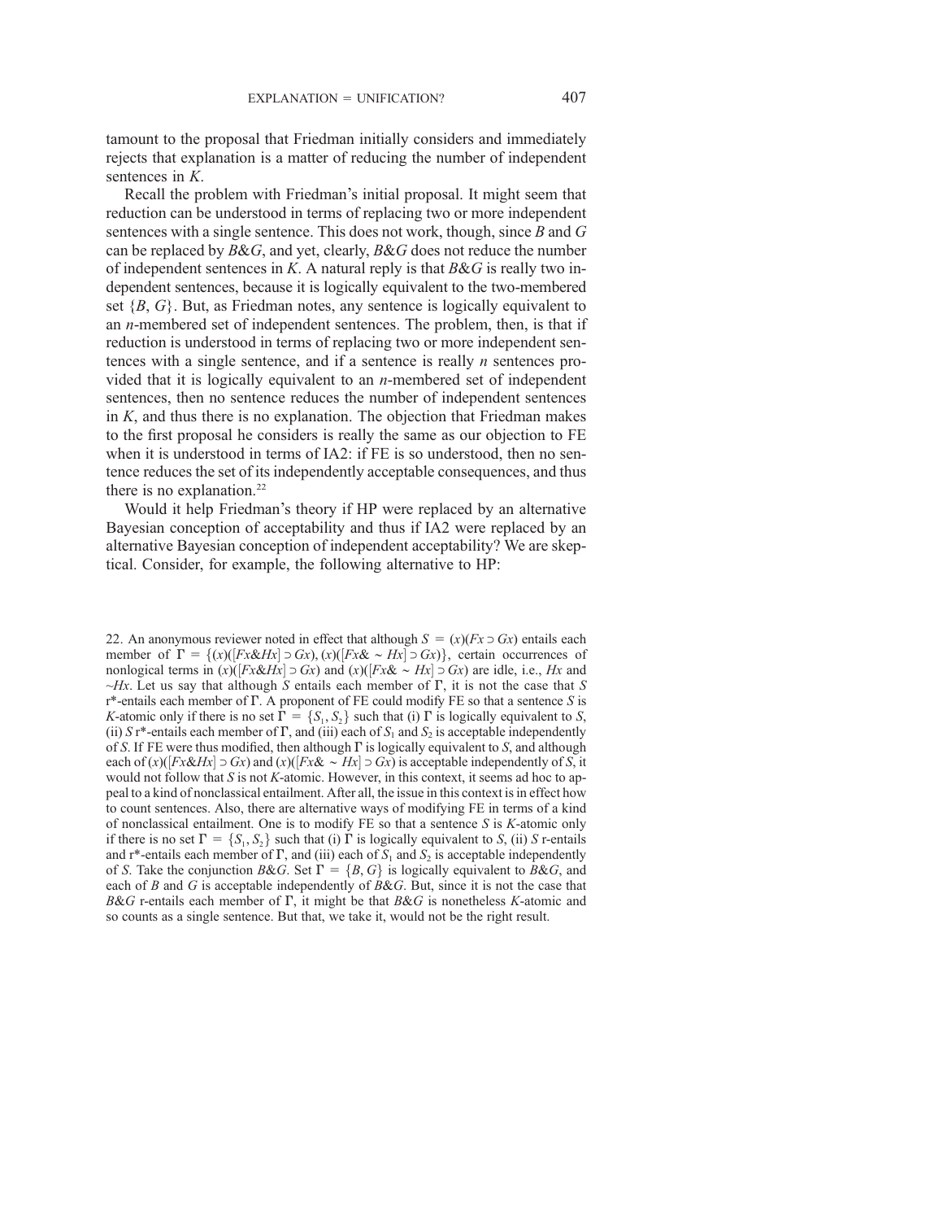tamount to the proposal that Friedman initially considers and immediately rejects that explanation is a matter of reducing the number of independent sentences in *K*.

Recall the problem with Friedman's initial proposal. It might seem that reduction can be understood in terms of replacing two or more independent sentences with a single sentence. This does not work, though, since *B* and *G* can be replaced by *B*&*G*, and yet, clearly, *B*&*G* does not reduce the number of independent sentences in *K*. A natural reply is that *B*&*G* is really two independent sentences, because it is logically equivalent to the two-membered set $\{B, G\}$. But, as Friedman notes, any sentence is logically equivalent to an *n*-membered set of independent sentences. The problem, then, is that if reduction is understood in terms of replacing two or more independent sentences with a single sentence, and if a sentence is really *n* sentences provided that it is logically equivalent to an *n*-membered set of independent sentences, then no sentence reduces the number of independent sentences in *K*, and thus there is no explanation. The objection that Friedman makes to the first proposal he considers is really the same as our objection to FE when it is understood in terms of IA2: if FE is so understood, then no sentence reduces the set of its independently acceptable consequences, and thus there is no explanation.[22]

Would it help Friedman's theory if HP were replaced by an alternative Bayesian conception of acceptability and thus if IA2 were replaced by an alternative Bayesian conception of independent acceptability? We are skeptical. Consider, for example, the following alternative to HP:

22. An anonymous reviewer noted in effect that although $S = (x)(Fx \supset Gx)$ entails each member of $\Gamma = \{(x)([Fx \& Hx] \supset Gx), (x)([Fx \& \sim Hx] \supset Gx)\}$, certain occurrences of nonlogical terms in $(x)([Fx \& Hx] \supset Gx)$ and $(x)([Fx \& \sim Hx] \supset Gx)$ are idle, i.e., $Hx$ and $\sim Hx$. Let us say that although *S* entails each member of $\Gamma$, it is not the case that *S* r*-entails each member of $\Gamma$. A proponent of FE could modify FE so that a sentence *S* is *K*-atomic only if there is no set $\Gamma = \{S_1, S_2\}$ such that (i) $\Gamma$ is logically equivalent to *S*, (ii) *S* r*-entails each member of $\Gamma$, and (iii) each of $S_1$ and $S_2$ is acceptable independently of *S*. If FE were thus modified, then although $\Gamma$ is logically equivalent to *S*, and although each of $(x)([Fx \& Hx] \supset Gx)$ and $(x)([Fx \& \sim Hx] \supset Gx)$ is acceptable independently of *S*, it would not follow that *S* is not *K*-atomic. However, in this context, it seems ad hoc to appeal to a kind of nonclassical entailment. After all, the issue in this context is in effect how to count sentences. Also, there are alternative ways of modifying FE in terms of a kind of nonclassical entailment. One is to modify FE so that a sentence *S* is *K*-atomic only if there is no set $\Gamma = \{S_1, S_2\}$ such that (i) $\Gamma$ is logically equivalent to *S*, (ii) *S* r-entails and r*-entails each member of $\Gamma$, and (iii) each of $S_1$ and $S_2$ is acceptable independently of *S*. Take the conjunction *B*&*G*. Set $\Gamma = \{B, G\}$ is logically equivalent to *B*&*G*, and each of *B* and *G* is acceptable independently of *B*&*G*. But, since it is not the case that *B*&*G* r-entails each member of $\Gamma$, it might be that *B*&*G* is nonetheless *K*-atomic and so counts as a single sentence. But that, we take it, would not be the right result.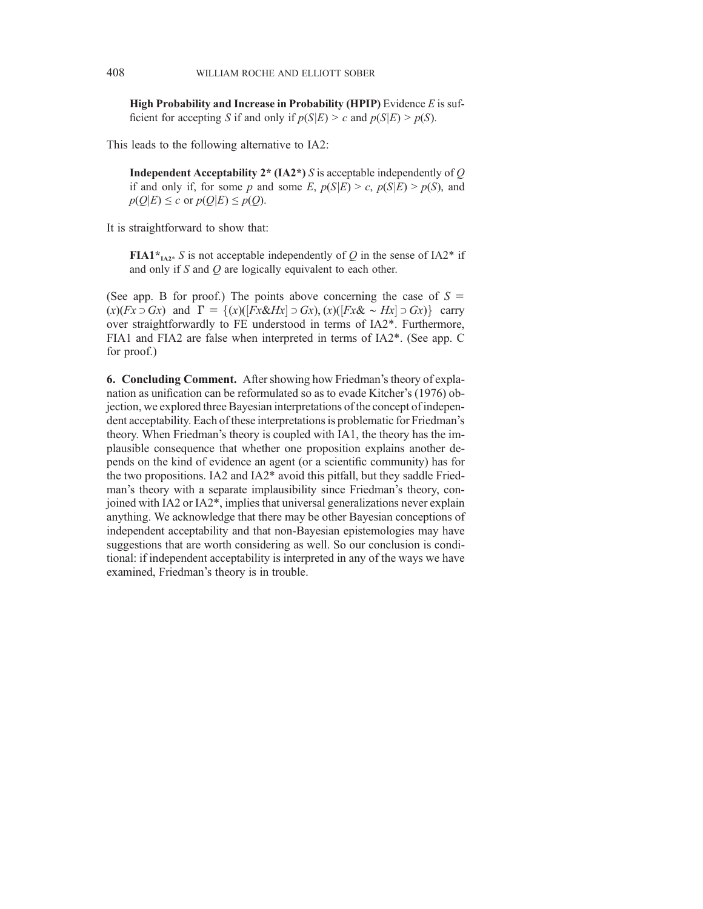**High Probability and Increase in Probability (HPIP)** Evidence $E$ is sufficient for accepting $S$ if and only if $p(S|E) > c$ and $p(S|E) > p(S)$.

This leads to the following alternative to IA2:

**Independent Acceptability 2* (IA2*)** $S$ is acceptable independently of $Q$ if and only if, for some $p$ and some $E$, $p(S|E) > c$, $p(S|E) > p(S)$, and $p(Q|E) \leq c$ or $p(Q|E) \leq p(Q)$.

It is straightforward to show that:

**$\text{FIA1*}_{\text{IA2*}}$** $S$ is not acceptable independently of $Q$ in the sense of IA2* if and only if $S$ and $Q$ are logically equivalent to each other.

(See app. B for proof.) The points above concerning the case of $S = (x)(Fx \supset Gx)$ and $\Gamma = \{(x)([Fx \& Hx] \supset Gx), (x)([Fx \& \sim Hx] \supset Gx)\}$ carry over straightforwardly to FE understood in terms of IA2*. Furthermore, FIA1 and FIA2 are false when interpreted in terms of IA2*. (See app. C for proof.)

**6. Concluding Comment.** After showing how Friedman's theory of explanation as unification can be reformulated so as to evade Kitcher's (1976) objection, we explored three Bayesian interpretations of the concept of independent acceptability. Each of these interpretations is problematic for Friedman's theory. When Friedman's theory is coupled with IA1, the theory has the implausible consequence that whether one proposition explains another depends on the kind of evidence an agent (or a scientific community) has for the two propositions. IA2 and IA2* avoid this pitfall, but they saddle Friedman's theory with a separate implausibility since Friedman's theory, conjoined with IA2 or IA2*, implies that universal generalizations never explain anything. We acknowledge that there may be other Bayesian conceptions of independent acceptability and that non-Bayesian epistemologies may have suggestions that are worth considering as well. So our conclusion is conditional: if independent acceptability is interpreted in any of the ways we have examined, Friedman's theory is in trouble.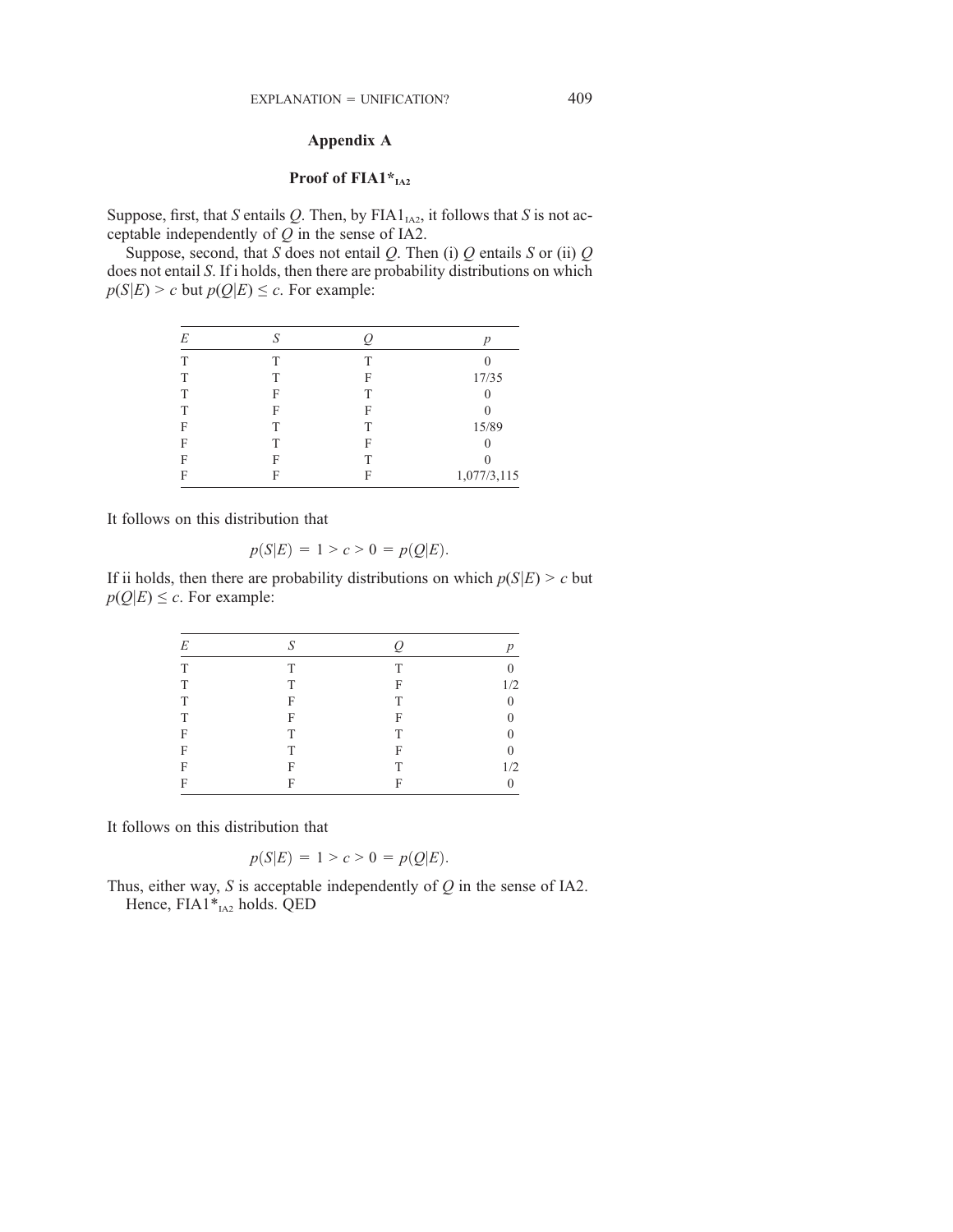## Appendix A

### Proof of $FIA1^*_{IA2}$

Suppose, first, that $S$ entails $Q$. Then, by $FIA1_{IA2}$, it follows that $S$ is not acceptable independently of $Q$ in the sense of IA2.

Suppose, second, that $S$ does not entail $Q$. Then (i) $Q$ entails $S$ or (ii) $Q$ does not entail $S$. If i holds, then there are probability distributions on which $p(S|E) > c$ but $p(Q|E) \leq c$. For example:

| $E$ | $S$ | $Q$ | $p$ |
|---|---|---|---|
| T | T | T | 0 |
| T | T | F | 17/35 |
| T | F | T | 0 |
| T | F | F | 0 |
| F | T | T | 15/89 |
| F | T | F | 0 |
| F | F | T | 0 |
| F | F | F | 1,077/3,115 |

It follows on this distribution that

$$p(S|E) = 1 > c > 0 = p(Q|E).$$

If ii holds, then there are probability distributions on which $p(S|E) > c$ but $p(Q|E) \leq c$. For example:

| $E$ | $S$ | $Q$ | $p$ |
|---|---|---|---|
| T | T | T | 0 |
| T | T | F | 1/2 |
| T | F | T | 0 |
| T | F | F | 0 |
| F | T | T | 0 |
| F | T | F | 0 |
| F | F | T | 1/2 |
| F | F | F | 0 |

It follows on this distribution that

$$p(S|E) = 1 > c > 0 = p(Q|E).$$

Thus, either way, $S$ is acceptable independently of $Q$ in the sense of IA2.

Hence, $FIA1^*_{IA2}$ holds. QED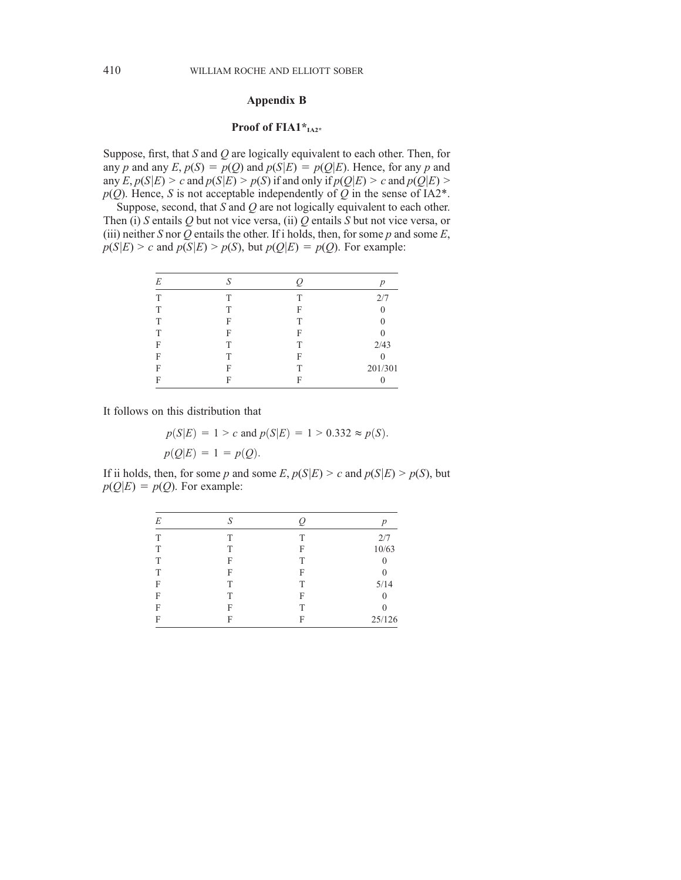## Appendix B

### Proof of FIA1*$_{IA2*}$

Suppose, first, that $S$ and $Q$ are logically equivalent to each other. Then, for any $p$ and any $E$, $p(S) = p(Q)$ and $p(S|E) = p(Q|E)$. Hence, for any $p$ and any $E$, $p(S|E) > c$ and $p(S|E) > p(S)$ if and only if $p(Q|E) > c$ and $p(Q|E) > p(Q)$. Hence, $S$ is not acceptable independently of $Q$ in the sense of IA2*.

Suppose, second, that $S$ and $Q$ are not logically equivalent to each other. Then (i) $S$ entails $Q$ but not vice versa, (ii) $Q$ entails $S$ but not vice versa, or (iii) neither $S$ nor $Q$ entails the other. If i holds, then, for some $p$ and some $E$, $p(S|E) > c$ and $p(S|E) > p(S)$, but $p(Q|E) = p(Q)$. For example:

| $E$ | $S$ | $Q$ | $p$ |
|---|---|---|---|
| T | T | T | 2/7 |
| T | T | F | 0 |
| T | F | T | 0 |
| T | F | F | 0 |
| F | T | T | 2/43 |
| F | T | F | 0 |
| F | F | T | 201/301 |
| F | F | F | 0 |

It follows on this distribution that

$$p(S|E) = 1 > c \text{ and } p(S|E) = 1 > 0.332 \approx p(S).$$

$$p(Q|E) = 1 = p(Q).$$

If ii holds, then, for some $p$ and some $E$, $p(S|E) > c$ and $p(S|E) > p(S)$, but $p(Q|E) = p(Q)$. For example:

| $E$ | $S$ | $Q$ | $p$ |
|---|---|---|---|
| T | T | T | 2/7 |
| T | T | F | 10/63 |
| T | F | T | 0 |
| T | F | F | 0 |
| F | T | T | 5/14 |
| F | T | F | 0 |
| F | F | T | 0 |
| F | F | F | 25/126 |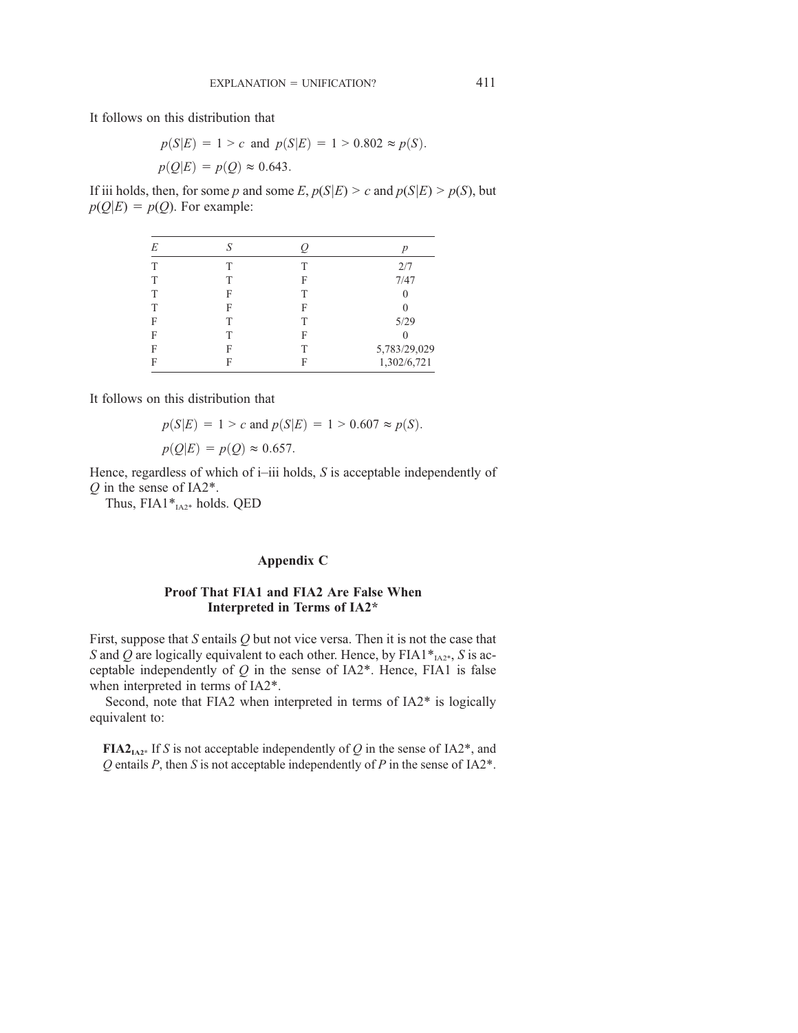It follows on this distribution that

$$p(S|E) = 1 > c \text{ and } p(S|E) = 1 > 0.802 \approx p(S).$$

$$p(Q|E) = p(Q) \approx 0.643.$$

If iii holds, then, for some $p$ and some $E$, $p(S|E) > c$ and $p(S|E) > p(S)$, but $p(Q|E) = p(Q)$. For example:

| $E$ | $S$ | $Q$ | $p$ |
|---|---|---|---|
| T | T | T | 2/7 |
| T | T | F | 7/47 |
| T | F | T | 0 |
| T | F | F | 0 |
| F | T | T | 5/29 |
| F | T | F | 0 |
| F | F | T | 5,783/29,029 |
| F | F | F | 1,302/6,721 |

It follows on this distribution that

$$p(S|E) = 1 > c \text{ and } p(S|E) = 1 > 0.607 \approx p(S).$$

$$p(Q|E) = p(Q) \approx 0.657.$$

Hence, regardless of which of i–iii holds, $S$ is acceptable independently of $Q$ in the sense of IA2*.

Thus, FIA1*$_{\text{IA2*}}$ holds. QED

## Appendix C

### Proof That FIA1 and FIA2 Are False When Interpreted in Terms of IA2*

First, suppose that $S$ entails $Q$ but not vice versa. Then it is not the case that $S$ and $Q$ are logically equivalent to each other. Hence, by FIA1*$_{\text{IA2*}}$, $S$ is acceptable independently of $Q$ in the sense of IA2*. Hence, FIA1 is false when interpreted in terms of IA2*.

Second, note that FIA2 when interpreted in terms of IA2* is logically equivalent to:

**FIA2$_{\text{IA2*}}$** If $S$ is not acceptable independently of $Q$ in the sense of IA2*, and $Q$ entails $P$, then $S$ is not acceptable independently of $P$ in the sense of IA2*.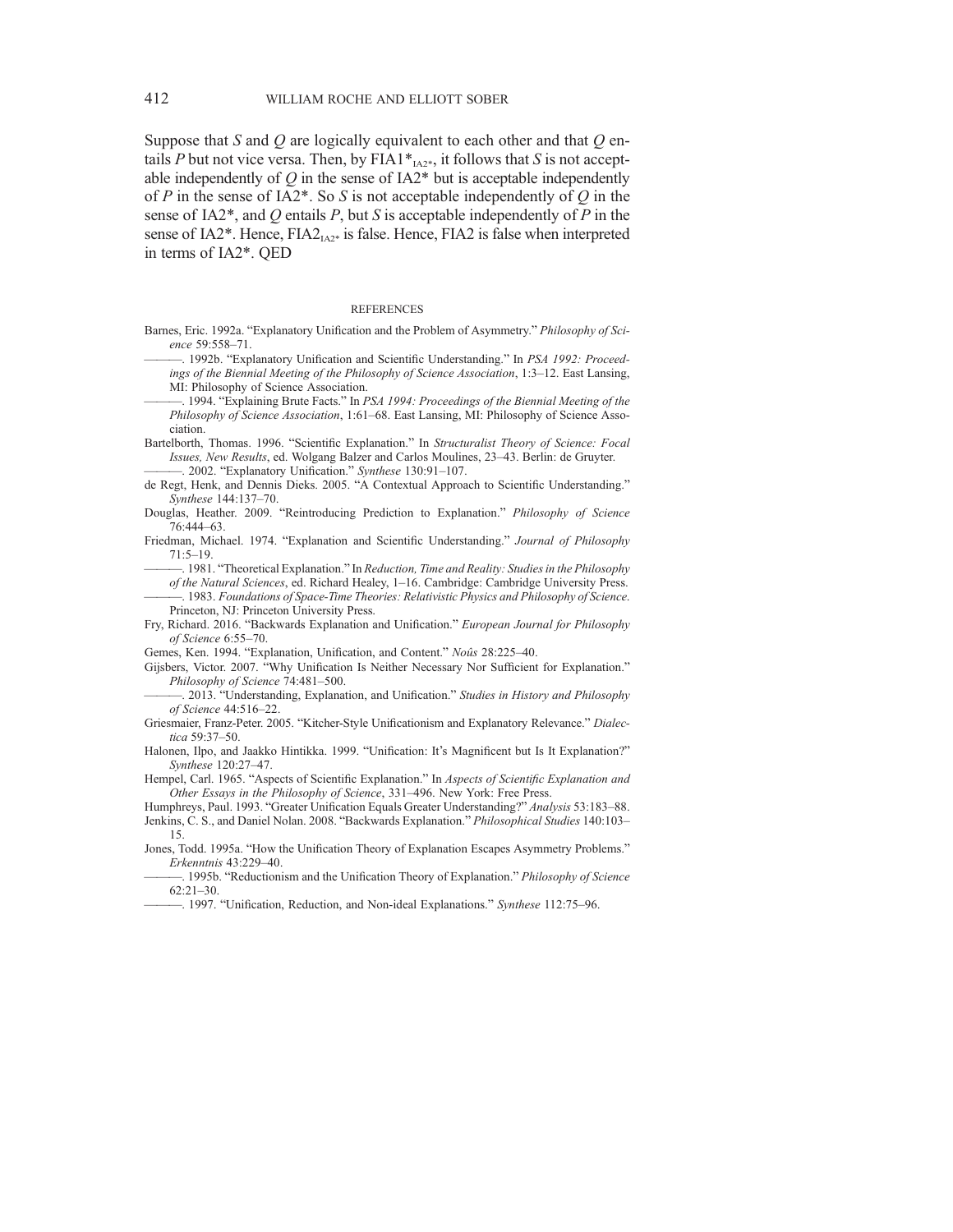Suppose that *S* and *Q* are logically equivalent to each other and that *Q* entails *P* but not vice versa. Then, by $\text{FIA1*}_{\text{IA2*}}$, it follows that *S* is not acceptable independently of *Q* in the sense of IA2* but is acceptable independently of *P* in the sense of IA2*. So *S* is not acceptable independently of *Q* in the sense of IA2*, and *Q* entails *P*, but *S* is acceptable independently of *P* in the sense of IA2*. Hence, $\text{FIA2}_{\text{IA2*}}$ is false. Hence, FIA2 is false when interpreted in terms of IA2*. QED

## REFERENCES

Barnes, Eric. 1992a. "Explanatory Unification and the Problem of Asymmetry." *Philosophy of Science* 59:558–71.

———. 1992b. "Explanatory Unification and Scientific Understanding." In *PSA 1992: Proceedings of the Biennial Meeting of the Philosophy of Science Association*, 1:3–12. East Lansing, MI: Philosophy of Science Association.

———. 1994. "Explaining Brute Facts." In *PSA 1994: Proceedings of the Biennial Meeting of the Philosophy of Science Association*, 1:61–68. East Lansing, MI: Philosophy of Science Association.

Bartelborth, Thomas. 1996. "Scientific Explanation." In *Structuralist Theory of Science: Focal Issues, New Results*, ed. Wolgang Balzer and Carlos Moulines, 23–43. Berlin: de Gruyter.

———. 2002. "Explanatory Unification." *Synthese* 130:91–107.

de Regt, Henk, and Dennis Dieks. 2005. "A Contextual Approach to Scientific Understanding." *Synthese* 144:137–70.

Douglas, Heather. 2009. "Reintroducing Prediction to Explanation." *Philosophy of Science* 76:444–63.

Friedman, Michael. 1974. "Explanation and Scientific Understanding." *Journal of Philosophy* 71:5–19.

———. 1981. "Theoretical Explanation." In *Reduction, Time and Reality: Studies in the Philosophy of the Natural Sciences*, ed. Richard Healey, 1–16. Cambridge: Cambridge University Press.

———. 1983. *Foundations of Space-Time Theories: Relativistic Physics and Philosophy of Science*. Princeton, NJ: Princeton University Press.

Fry, Richard. 2016. "Backwards Explanation and Unification." *European Journal for Philosophy of Science* 6:55–70.

Gemes, Ken. 1994. "Explanation, Unification, and Content." *Noûs* 28:225–40.

Gijsbers, Victor. 2007. "Why Unification Is Neither Necessary Nor Sufficient for Explanation." *Philosophy of Science* 74:481–500.

———. 2013. "Understanding, Explanation, and Unification." *Studies in History and Philosophy of Science* 44:516–22.

Griesmaier, Franz-Peter. 2005. "Kitcher-Style Unificationism and Explanatory Relevance." *Dialectica* 59:37–50.

Halonen, Ilpo, and Jaakko Hintikka. 1999. "Unification: It's Magnificent but Is It Explanation?" *Synthese* 120:27–47.

Hempel, Carl. 1965. "Aspects of Scientific Explanation." In *Aspects of Scientific Explanation and Other Essays in the Philosophy of Science*, 331–496. New York: Free Press.

Humphreys, Paul. 1993. "Greater Unification Equals Greater Understanding?" *Analysis* 53:183–88.

Jenkins, C. S., and Daniel Nolan. 2008. "Backwards Explanation." *Philosophical Studies* 140:103–15.

Jones, Todd. 1995a. "How the Unification Theory of Explanation Escapes Asymmetry Problems." *Erkenntnis* 43:229–40.

———. 1995b. "Reductionism and the Unification Theory of Explanation." *Philosophy of Science* 62:21–30.

———. 1997. "Unification, Reduction, and Non-ideal Explanations." *Synthese* 112:75–96.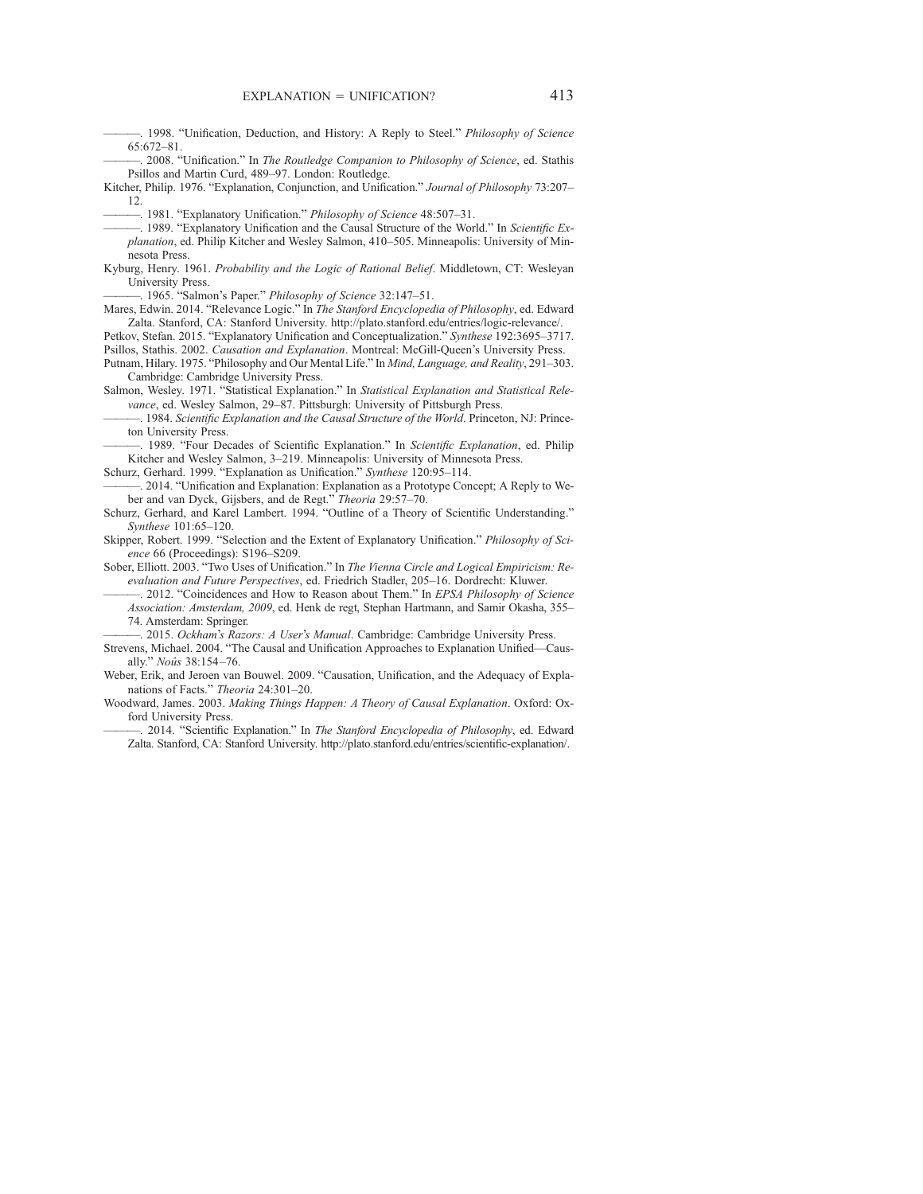———. 1998. "Unification, Deduction, and History: A Reply to Steel." *Philosophy of Science* 65:672–81.

———. 2008. "Unification." In *The Routledge Companion to Philosophy of Science*, ed. Stathis Psillos and Martin Curd, 489–97. London: Routledge.

Kitcher, Philip. 1976. "Explanation, Conjunction, and Unification." *Journal of Philosophy* 73:207–12.

———. 1981. "Explanatory Unification." *Philosophy of Science* 48:507–31.

———. 1989. "Explanatory Unification and the Causal Structure of the World." In *Scientific Explanation*, ed. Philip Kitcher and Wesley Salmon, 410–505. Minneapolis: University of Minnesota Press.

Kyburg, Henry. 1961. *Probability and the Logic of Rational Belief*. Middletown, CT: Wesleyan University Press.

———. 1965. "Salmon's Paper." *Philosophy of Science* 32:147–51.

Mares, Edwin. 2014. "Relevance Logic." In *The Stanford Encyclopedia of Philosophy*, ed. Edward Zalta. Stanford, CA: Stanford University. http://plato.stanford.edu/entries/logic-relevance/.

Petkov, Stefan. 2015. "Explanatory Unification and Conceptualization." *Synthese* 192:3695–3717.

Psillos, Stathis. 2002. *Causation and Explanation*. Montreal: McGill-Queen's University Press.

Putnam, Hilary. 1975. "Philosophy and Our Mental Life." In *Mind, Language, and Reality*, 291–303. Cambridge: Cambridge University Press.

Salmon, Wesley. 1971. "Statistical Explanation." In *Statistical Explanation and Statistical Relevance*, ed. Wesley Salmon, 29–87. Pittsburgh: University of Pittsburgh Press.

———. 1984. *Scientific Explanation and the Causal Structure of the World*. Princeton, NJ: Princeton University Press.

———. 1989. "Four Decades of Scientific Explanation." In *Scientific Explanation*, ed. Philip Kitcher and Wesley Salmon, 3–219. Minneapolis: University of Minnesota Press.

Schurz, Gerhard. 1999. "Explanation as Unification." *Synthese* 120:95–114.

———. 2014. "Unification and Explanation: Explanation as a Prototype Concept; A Reply to Weber and van Dyck, Gijsbers, and de Regt." *Theoria* 29:57–70.

Schurz, Gerhard, and Karel Lambert. 1994. "Outline of a Theory of Scientific Understanding." *Synthese* 101:65–120.

Skipper, Robert. 1999. "Selection and the Extent of Explanatory Unification." *Philosophy of Science* 66 (Proceedings): S196–S209.

Sober, Elliott. 2003. "Two Uses of Unification." In *The Vienna Circle and Logical Empiricism: Reevaluation and Future Perspectives*, ed. Friedrich Stadler, 205–16. Dordrecht: Kluwer.

———. 2012. "Coincidences and How to Reason about Them." In *EPSA Philosophy of Science Association: Amsterdam, 2009*, ed. Henk de regt, Stephan Hartmann, and Samir Okasha, 355–74. Amsterdam: Springer.

———. 2015. *Ockham's Razors: A User's Manual*. Cambridge: Cambridge University Press.

Strevens, Michael. 2004. "The Causal and Unification Approaches to Explanation Unified—Causally." *Noûs* 38:154–76.

Weber, Erik, and Jeroen van Bouwel. 2009. "Causation, Unification, and the Adequacy of Explanations of Facts." *Theoria* 24:301–20.

Woodward, James. 2003. *Making Things Happen: A Theory of Causal Explanation*. Oxford: Oxford University Press.

———. 2014. "Scientific Explanation." In *The Stanford Encyclopedia of Philosophy*, ed. Edward Zalta. Stanford, CA: Stanford University. http://plato.stanford.edu/entries/scientific-explanation/.